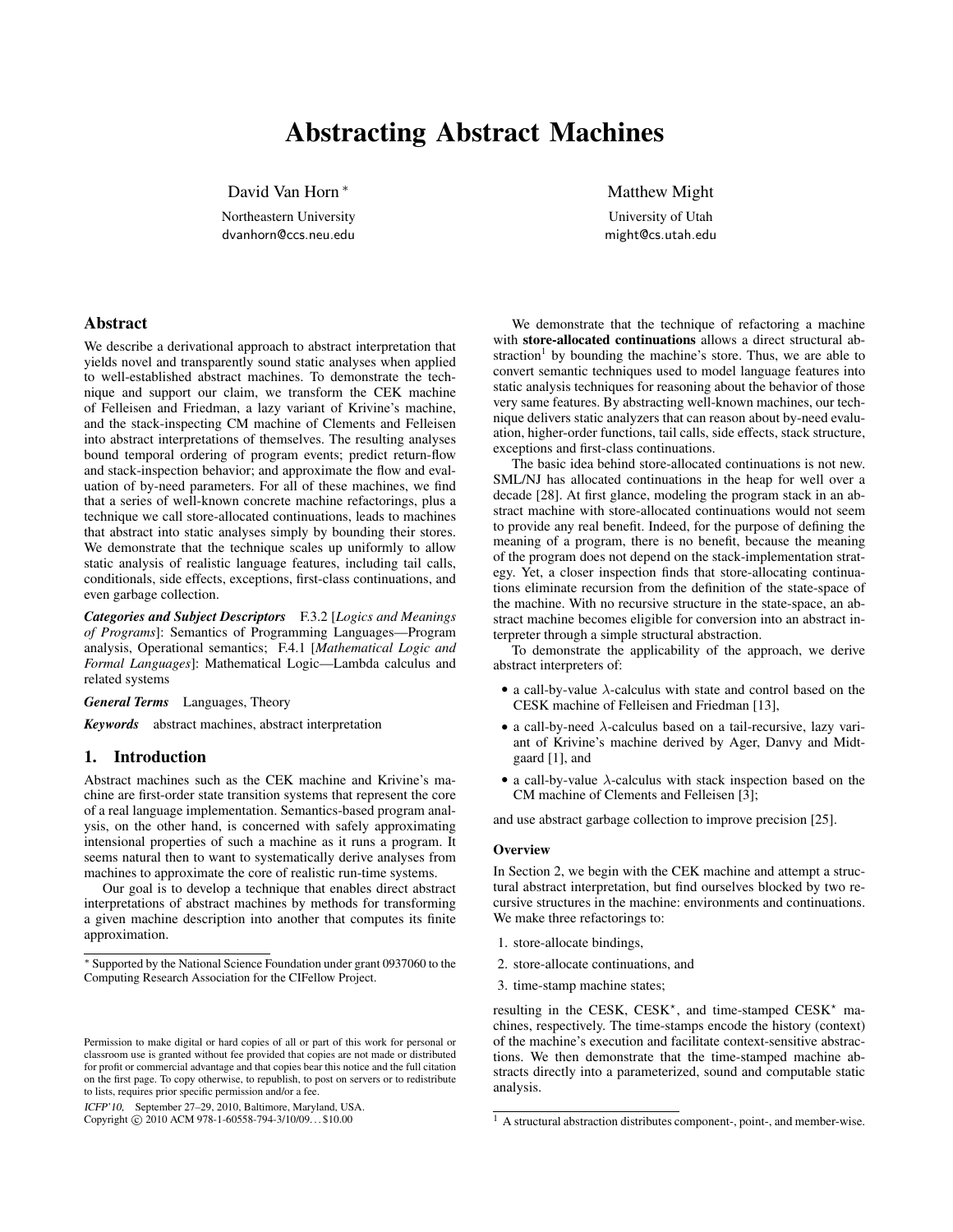# Abstracting Abstract Machines

David Van Horn *
Northeastern University
dvanhorn@ccs.neu.edu

Matthew Might
University of Utah
might@cs.utah.edu

## Abstract

We describe a derivational approach to abstract interpretation that yields novel and transparently sound static analyses when applied to well-established abstract machines. To demonstrate the technique and support our claim, we transform the CEK machine of Felleisen and Friedman, a lazy variant of Krivine's machine, and the stack-inspecting CM machine of Clements and Felleisen into abstract interpretations of themselves. The resulting analyses bound temporal ordering of program events; predict return-flow and stack-inspection behavior; and approximate the flow and evaluation of by-need parameters. For all of these machines, we find that a series of well-known concrete machine refactorings, plus a technique we call store-allocated continuations, leads to machines that abstract into static analyses simply by bounding their stores. We demonstrate that the technique scales up uniformly to allow static analysis of realistic language features, including tail calls, conditionals, side effects, exceptions, first-class continuations, and even garbage collection.

***Categories and Subject Descriptors*** F.3.2 [*Logics and Meanings of Programs*]: Semantics of Programming Languages—Program analysis, Operational semantics; F.4.1 [*Mathematical Logic and Formal Languages*]: Mathematical Logic—Lambda calculus and related systems

***General Terms*** Languages, Theory

***Keywords*** abstract machines, abstract interpretation

## 1. Introduction

Abstract machines such as the CEK machine and Krivine's machine are first-order state transition systems that represent the core of a real language implementation. Semantics-based program analysis, on the other hand, is concerned with safely approximating intensional properties of such a machine as it runs a program. It seems natural then to want to systematically derive analyses from machines to approximate the core of realistic run-time systems.

Our goal is to develop a technique that enables direct abstract interpretations of abstract machines by methods for transforming a given machine description into another that computes its finite approximation.

We demonstrate that the technique of refactoring a machine with **store-allocated continuations** allows a direct structural abstraction[1] by bounding the machine's store. Thus, we are able to convert semantic techniques used to model language features into static analysis techniques for reasoning about the behavior of those very same features. By abstracting well-known machines, our technique delivers static analyzers that can reason about by-need evaluation, higher-order functions, tail calls, side effects, stack structure, exceptions and first-class continuations.

The basic idea behind store-allocated continuations is not new. SML/NJ has allocated continuations in the heap for well over a decade [28]. At first glance, modeling the program stack in an abstract machine with store-allocated continuations would not seem to provide any real benefit. Indeed, for the purpose of defining the meaning of a program, there is no benefit, because the meaning of the program does not depend on the stack-implementation strategy. Yet, a closer inspection finds that store-allocating continuations eliminate recursion from the definition of the state-space of the machine. With no recursive structure in the state-space, an abstract machine becomes eligible for conversion into an abstract interpreter through a simple structural abstraction.

To demonstrate the applicability of the approach, we derive abstract interpreters of:

- a call-by-value $\lambda$-calculus with state and control based on the CESK machine of Felleisen and Friedman [13],
- a call-by-need $\lambda$-calculus based on a tail-recursive, lazy variant of Krivine's machine derived by Ager, Danvy and Midtgaard [1], and
- a call-by-value $\lambda$-calculus with stack inspection based on the CM machine of Clements and Felleisen [3];

and use abstract garbage collection to improve precision [25].

### Overview

In Section 2, we begin with the CEK machine and attempt a structural abstract interpretation, but find ourselves blocked by two recursive structures in the machine: environments and continuations. We make three refactorings to:

1. store-allocate bindings,
2. store-allocate continuations, and
3. time-stamp machine states;

resulting in the CESK, CESK$^\star$, and time-stamped CESK$^\star$ machines, respectively. The time-stamps encode the history (context) of the machine's execution and facilitate context-sensitive abstractions. We then demonstrate that the time-stamped machine abstracts directly into a parameterized, sound and computable static analysis.

---

\* Supported by the National Science Foundation under grant 0937060 to the Computing Research Association for the CIFellow Project.

Permission to make digital or hard copies of all or part of this work for personal or classroom use is granted without fee provided that copies are not made or distributed for profit or commercial advantage and that copies bear this notice and the full citation on the first page. To copy otherwise, to republish, to post on servers or to redistribute to lists, requires prior specific permission and/or a fee.

*ICFP'10,* September 27–29, 2010, Baltimore, Maryland, USA.
Copyright © 2010 ACM 978-1-60558-794-3/10/09...$10.00

[1] A structural abstraction distributes component-, point-, and member-wise.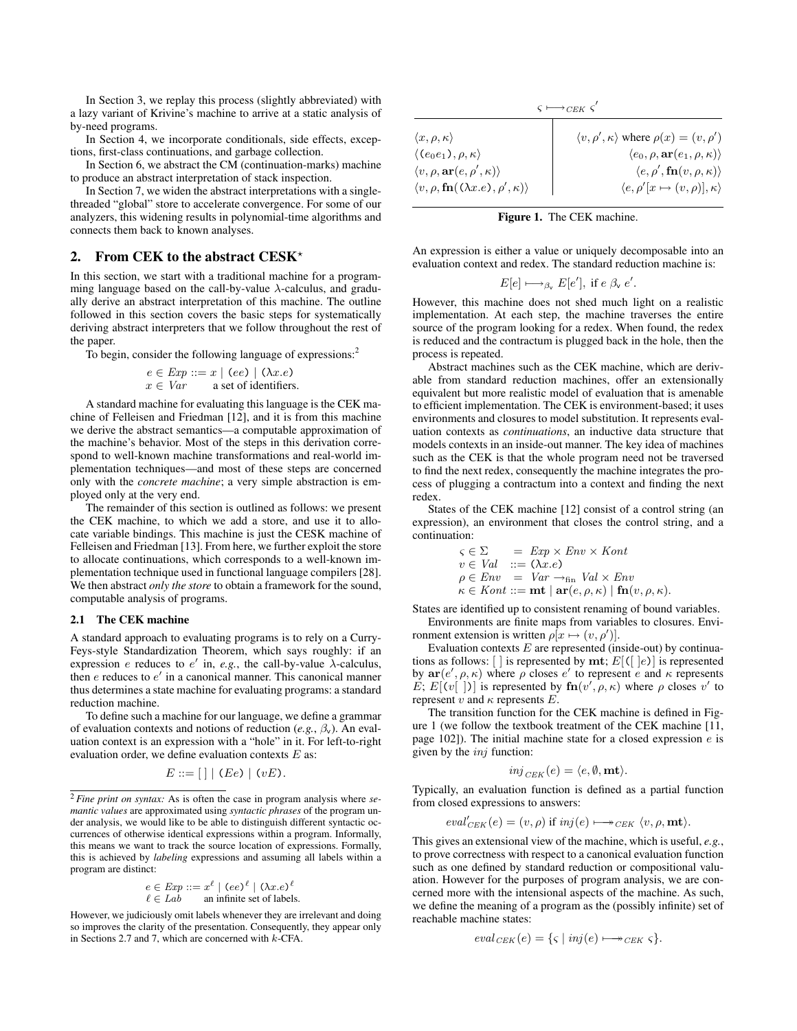In Section 3, we replay this process (slightly abbreviated) with a lazy variant of Krivine's machine to arrive at a static analysis of by-need programs.

In Section 4, we incorporate conditionals, side effects, exceptions, first-class continuations, and garbage collection.

In Section 6, we abstract the CM (continuation-marks) machine to produce an abstract interpretation of stack inspection.

In Section 7, we widen the abstract interpretations with a single-threaded "global" store to accelerate convergence. For some of our analyzers, this widening results in polynomial-time algorithms and connects them back to known analyses.

## 2. From CEK to the abstract CESK$^\star$

In this section, we start with a traditional machine for a programming language based on the call-by-value $\lambda$-calculus, and gradually derive an abstract interpretation of this machine. The outline followed in this section covers the basic steps for systematically deriving abstract interpreters that we follow throughout the rest of the paper.

To begin, consider the following language of expressions:[2]

$$
\begin{array}{ll}
e \in \mathit{Exp} ::= x \mid (ee) \mid (\lambda x.e) \\
x \in \mathit{Var} \quad \text{a set of identifiers.}
\end{array}
$$

A standard machine for evaluating this language is the CEK machine of Felleisen and Friedman [12], and it is from this machine we derive the abstract semantics—a computable approximation of the machine's behavior. Most of the steps in this derivation correspond to well-known machine transformations and real-world implementation techniques—and most of these steps are concerned only with the *concrete machine*; a very simple abstraction is employed only at the very end.

The remainder of this section is outlined as follows: we present the CEK machine, to which we add a store, and use it to allocate variable bindings. This machine is just the CESK machine of Felleisen and Friedman [13]. From here, we further exploit the store to allocate continuations, which corresponds to a well-known implementation technique used in functional language compilers [28]. We then abstract *only the store* to obtain a framework for the sound, computable analysis of programs.

### 2.1 The CEK machine

A standard approach to evaluating programs is to rely on a Curry-Feys-style Standardization Theorem, which says roughly: if an expression $e$ reduces to $e'$ in, *e.g.*, the call-by-value $\lambda$-calculus, then $e$ reduces to $e'$ in a canonical manner. This canonical manner thus determines a state machine for evaluating programs: a standard reduction machine.

To define such a machine for our language, we define a grammar of evaluation contexts and notions of reduction (*e.g.*, $\beta_v$). An evaluation context is an expression with a "hole" in it. For left-to-right evaluation order, we define evaluation contexts $E$ as:

$$E ::= [\,] \mid (Ee) \mid (vE).$$

[2] *Fine print on syntax:* As is often the case in program analysis where *semantic values* are approximated using *syntactic phrases* of the program under analysis, we would like to be able to distinguish different syntactic occurrences of otherwise identical expressions within a program. Informally, this means we want to track the source location of expressions. Formally, this is achieved by *labeling* expressions and assuming all labels within a program are distinct:

$$
\begin{array}{ll}
e \in \mathit{Exp} ::= x^\ell \mid (ee)^\ell \mid (\lambda x.e)^\ell \\
\ell \in \mathit{Lab} \quad \text{an infinite set of labels.}
\end{array}
$$

However, we judiciously omit labels whenever they are irrelevant and doing so improves the clarity of the presentation. Consequently, they appear only in Sections 2.7 and 7, which are concerned with $k$-CFA.

| $\varsigma \longmapsto_{CEK} \varsigma'$ | |
|---|---|
| $\langle x, \rho, \kappa \rangle$ | $\langle v, \rho', \kappa \rangle$ where $\rho(x) = (v, \rho')$ |
| $\langle (e_0 e_1), \rho, \kappa \rangle$ | $\langle e_0, \rho, \mathbf{ar}(e_1, \rho, \kappa) \rangle$ |
| $\langle v, \rho, \mathbf{ar}(e, \rho', \kappa) \rangle$ | $\langle e, \rho', \mathbf{fn}(v, \rho, \kappa) \rangle$ |
| $\langle v, \rho, \mathbf{fn}((\lambda x.e), \rho', \kappa) \rangle$ | $\langle e, \rho'[x \mapsto (v, \rho)], \kappa \rangle$ |

**Figure 1.** The CEK machine.

An expression is either a value or uniquely decomposable into an evaluation context and redex. The standard reduction machine is:

$$E[e] \longmapsto_{\beta_v} E[e'], \text{ if } e \; \beta_v \; e'.$$

However, this machine does not shed much light on a realistic implementation. At each step, the machine traverses the entire source of the program looking for a redex. When found, the redex is reduced and the contractum is plugged back in the hole, then the process is repeated.

Abstract machines such as the CEK machine, which are derivable from standard reduction machines, offer an extensionally equivalent but more realistic model of evaluation that is amenable to efficient implementation. The CEK is environment-based; it uses environments and closures to model substitution. It represents evaluation contexts as *continuations*, an inductive data structure that models contexts in an inside-out manner. The key idea of machines such as the CEK is that the whole program need not be traversed to find the next redex, consequently the machine integrates the process of plugging a contractum into a context and finding the next redex.

States of the CEK machine [12] consist of a control string (an expression), an environment that closes the control string, and a continuation:

$$
\begin{array}{lll}
\varsigma \in \Sigma & = & \mathit{Exp} \times \mathit{Env} \times \mathit{Kont} \\
v \in \mathit{Val} & ::= & (\lambda x.e) \\
\rho \in \mathit{Env} & = & \mathit{Var} \rightarrow_{\text{fin}} \mathit{Val} \times \mathit{Env} \\
\kappa \in \mathit{Kont} & ::= & \mathbf{mt} \mid \mathbf{ar}(e, \rho, \kappa) \mid \mathbf{fn}(v, \rho, \kappa).
\end{array}
$$

States are identified up to consistent renaming of bound variables.

Environments are finite maps from variables to closures. Environment extension is written $\rho[x \mapsto (v, \rho')]$.

Evaluation contexts $E$ are represented (inside-out) by continuations as follows: $[\,]$ is represented by $\mathbf{mt}$; $E[([\,]e)]$ is represented by $\mathbf{ar}(e', \rho, \kappa)$ where $\rho$ closes $e'$ to represent $e$ and $\kappa$ represents $E$; $E[(v[\,])]$ is represented by $\mathbf{fn}(v', \rho, \kappa)$ where $\rho$ closes $v'$ to represent $v$ and $\kappa$ represents $E$.

The transition function for the CEK machine is defined in Figure 1 (we follow the textbook treatment of the CEK machine [11, page 102]). The initial machine state for a closed expression $e$ is given by the $inj$ function:

$$\mathit{inj}_{CEK}(e) = \langle e, \emptyset, \mathbf{mt} \rangle.$$

Typically, an evaluation function is defined as a partial function from closed expressions to answers:

$$\mathit{eval}'_{CEK}(e) = (v, \rho) \text{ if } \mathit{inj}(e) \longmapsto\!\!\!\!\rightarrow_{CEK} \langle v, \rho, \mathbf{mt} \rangle.$$

This gives an extensional view of the machine, which is useful, *e.g.*, to prove correctness with respect to a canonical evaluation function such as one defined by standard reduction or compositional valuation. However for the purposes of program analysis, we are concerned more with the intensional aspects of the machine. As such, we define the meaning of a program as the (possibly infinite) set of reachable machine states:

$$\mathit{eval}_{CEK}(e) = \{\varsigma \mid \mathit{inj}(e) \longmapsto\!\!\!\!\rightarrow_{CEK} \varsigma\}.$$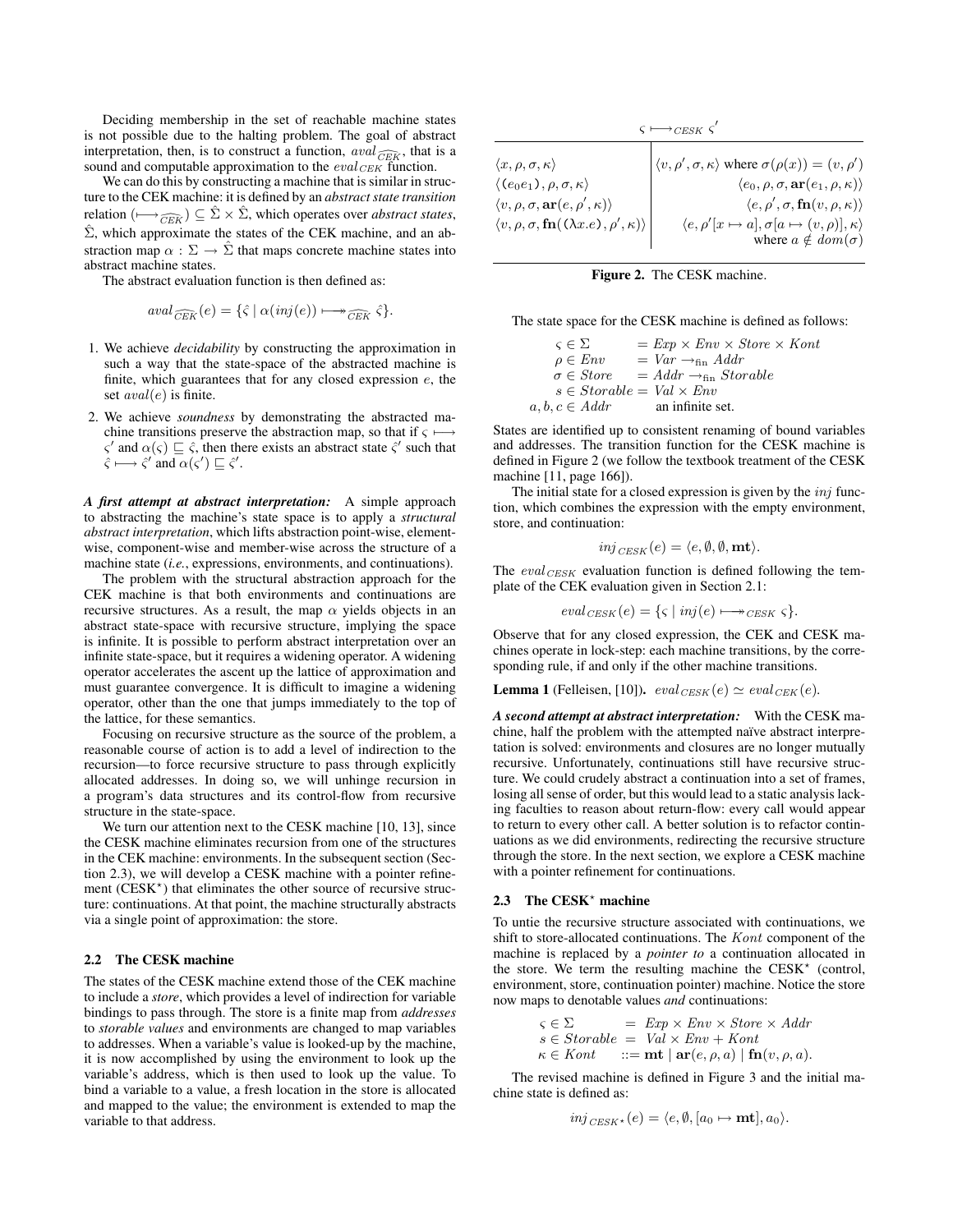Deciding membership in the set of reachable machine states is not possible due to the halting problem. The goal of abstract interpretation, then, is to construct a function, $aval_{\widehat{CEK}}$, that is a sound and computable approximation to the $eval_{CEK}$ function.

We can do this by constructing a machine that is similar in structure to the CEK machine: it is defined by an *abstract state transition relation* $(\longmapsto_{\widehat{CEK}}) \subseteq \hat{\Sigma} \times \hat{\Sigma}$, which operates over *abstract states*, $\hat{\Sigma}$, which approximate the states of the CEK machine, and an abstraction map $\alpha : \Sigma \to \hat{\Sigma}$ that maps concrete machine states into abstract machine states.

The abstract evaluation function is then defined as:

$$aval_{\widehat{CEK}}(e) = \{\hat{\varsigma} \mid \alpha(inj(e)) \longmapsto\!\!\!\!\!\!\rightarrow_{\widehat{CEK}} \hat{\varsigma}\}.$$

1. We achieve *decidability* by constructing the approximation in such a way that the state-space of the abstracted machine is finite, which guarantees that for any closed expression $e$, the set $aval(e)$ is finite.
2. We achieve *soundness* by demonstrating the abstracted machine transitions preserve the abstraction map, so that if $\varsigma \longmapsto \varsigma'$ and $\alpha(\varsigma) \sqsubseteq \hat{\varsigma}$, then there exists an abstract state $\hat{\varsigma}'$ such that $\hat{\varsigma} \longmapsto \hat{\varsigma}'$ and $\alpha(\varsigma') \sqsubseteq \hat{\varsigma}'$.

***A first attempt at abstract interpretation:*** A simple approach to abstracting the machine's state space is to apply a *structural abstract interpretation*, which lifts abstraction point-wise, element-wise, component-wise and member-wise across the structure of a machine state (*i.e.*, expressions, environments, and continuations).

The problem with the structural abstraction approach for the CEK machine is that both environments and continuations are recursive structures. As a result, the map $\alpha$ yields objects in an abstract state-space with recursive structure, implying the space is infinite. It is possible to perform abstract interpretation over an infinite state-space, but it requires a widening operator. A widening operator accelerates the ascent up the lattice of approximation and must guarantee convergence. It is difficult to imagine a widening operator, other than the one that jumps immediately to the top of the lattice, for these semantics.

Focusing on recursive structure as the source of the problem, a reasonable course of action is to add a level of indirection to the recursion—to force recursive structure to pass through explicitly allocated addresses. In doing so, we will unhinge recursion in a program's data structures and its control-flow from recursive structure in the state-space.

We turn our attention next to the CESK machine [10, 13], since the CESK machine eliminates recursion from one of the structures in the CEK machine: environments. In the subsequent section (Section 2.3), we will develop a CESK machine with a pointer refinement (CESK$^\star$) that eliminates the other source of recursive structure: continuations. At that point, the machine structurally abstracts via a single point of approximation: the store.

### 2.2 The CESK machine

The states of the CESK machine extend those of the CEK machine to include a *store*, which provides a level of indirection for variable bindings to pass through. The store is a finite map from *addresses* to *storable values* and environments are changed to map variables to addresses. When a variable's value is looked-up by the machine, it is now accomplished by using the environment to look up the variable's address, which is then used to look up the value. To bind a variable to a value, a fresh location in the store is allocated and mapped to the value; the environment is extended to map the variable to that address.

$\varsigma \longmapsto_{CESK} \varsigma'$

| | |
|---|---|
| $\langle x, \rho, \sigma, \kappa\rangle$ | $\langle v, \rho', \sigma, \kappa\rangle$ where $\sigma(\rho(x)) = (v, \rho')$ |
| $\langle (e_0 e_1), \rho, \sigma, \kappa\rangle$ | $\langle e_0, \rho, \sigma, \mathbf{ar}(e_1, \rho, \kappa)\rangle$ |
| $\langle v, \rho, \sigma, \mathbf{ar}(e, \rho', \kappa)\rangle$ | $\langle e, \rho', \sigma, \mathbf{fn}(v, \rho, \kappa)\rangle$ |
| $\langle v, \rho, \sigma, \mathbf{fn}((\lambda x.e), \rho', \kappa)\rangle$ | $\langle e, \rho'[x \mapsto a], \sigma[a \mapsto (v, \rho)], \kappa\rangle$ where $a \notin dom(\sigma)$ |

**Figure 2.** The CESK machine.

The state space for the CESK machine is defined as follows:

$$\begin{aligned}
\varsigma \in \Sigma &= Exp \times Env \times Store \times Kont \\
\rho \in Env &= Var \to_{\text{fin}} Addr \\
\sigma \in Store &= Addr \to_{\text{fin}} Storable \\
s \in Storable &= Val \times Env \\
a, b, c \in Addr &\quad \text{an infinite set.}
\end{aligned}$$

States are identified up to consistent renaming of bound variables and addresses. The transition function for the CESK machine is defined in Figure 2 (we follow the textbook treatment of the CESK machine [11, page 166]).

The initial state for a closed expression is given by the $inj$ function, which combines the expression with the empty environment, store, and continuation:

$$inj_{CESK}(e) = \langle e, \emptyset, \emptyset, \mathbf{mt}\rangle.$$

The $eval_{CESK}$ evaluation function is defined following the template of the CEK evaluation given in Section 2.1:

$$eval_{CESK}(e) = \{\varsigma \mid inj(e) \longmapsto\!\!\!\!\!\!\rightarrow_{CESK} \varsigma\}.$$

Observe that for any closed expression, the CEK and CESK machines operate in lock-step: each machine transitions, by the corresponding rule, if and only if the other machine transitions.

**Lemma 1** (Felleisen, [10])**.** $eval_{CESK}(e) \simeq eval_{CEK}(e)$.

***A second attempt at abstract interpretation:*** With the CESK machine, half the problem with the attempted naïve abstract interpretation is solved: environments and closures are no longer mutually recursive. Unfortunately, continuations still have recursive structure. We could crudely abstract a continuation into a set of frames, losing all sense of order, but this would lead to a static analysis lacking faculties to reason about return-flow: every call would appear to return to every other call. A better solution is to refactor continuations as we did environments, redirecting the recursive structure through the store. In the next section, we explore a CESK machine with a pointer refinement for continuations.

### 2.3 The CESK$^\star$ machine

To untie the recursive structure associated with continuations, we shift to store-allocated continuations. The $Kont$ component of the machine is replaced by a *pointer to* a continuation allocated in the store. We term the resulting machine the CESK$^\star$ (control, environment, store, continuation pointer) machine. Notice the store now maps to denotable values *and* continuations:

$$\begin{aligned}
\varsigma \in \Sigma &= Exp \times Env \times Store \times Addr \\
s \in Storable &= Val \times Env + Kont \\
\kappa \in Kont &::= \mathbf{mt} \mid \mathbf{ar}(e, \rho, a) \mid \mathbf{fn}(v, \rho, a).
\end{aligned}$$

The revised machine is defined in Figure 3 and the initial machine state is defined as:

$$inj_{CESK^\star}(e) = \langle e, \emptyset, [a_0 \mapsto \mathbf{mt}], a_0\rangle.$$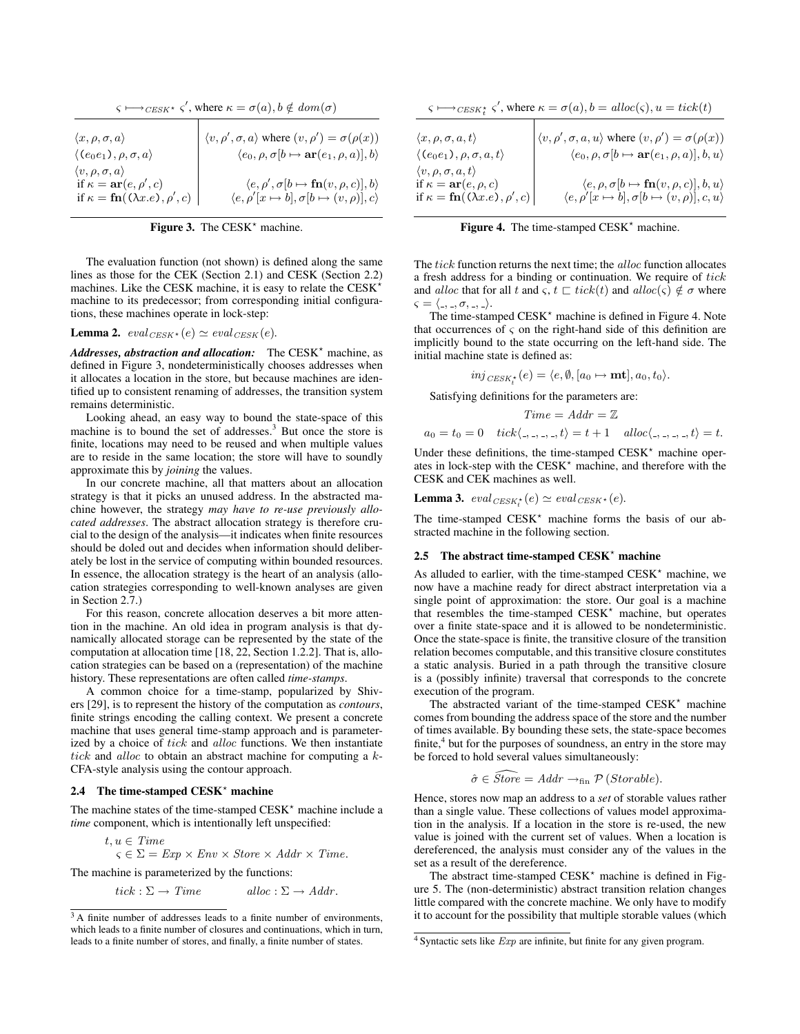$\varsigma \longmapsto_{CESK^\star} \varsigma'$, where $\kappa = \sigma(a), b \notin dom(\sigma)$

| | |
|---|---|
| $\langle x, \rho, \sigma, a\rangle$ | $\langle v, \rho', \sigma, a\rangle$ where $(v, \rho') = \sigma(\rho(x))$ |
| $\langle (e_0 e_1), \rho, \sigma, a\rangle$ | $\langle e_0, \rho, \sigma[b \mapsto \mathbf{ar}(e_1, \rho, a)], b\rangle$ |
| $\langle v, \rho, \sigma, a\rangle$ | |
| if $\kappa = \mathbf{ar}(e, \rho', c)$ | $\langle e, \rho', \sigma[b \mapsto \mathbf{fn}(v, \rho, c)], b\rangle$ |
| if $\kappa = \mathbf{fn}((\lambda x.e), \rho', c)$ | $\langle e, \rho'[x \mapsto b], \sigma[b \mapsto (v, \rho)], c\rangle$ |

**Figure 3.** The CESK$^\star$ machine.

The evaluation function (not shown) is defined along the same lines as those for the CEK (Section 2.1) and CESK (Section 2.2) machines. Like the CESK machine, it is easy to relate the CESK$^\star$ machine to its predecessor; from corresponding initial configurations, these machines operate in lock-step:

**Lemma 2.** $eval_{CESK^\star}(e) \simeq eval_{CESK}(e)$.

***Addresses, abstraction and allocation:*** The CESK$^\star$ machine, as defined in Figure 3, nondeterministically chooses addresses when it allocates a location in the store, but because machines are identified up to consistent renaming of addresses, the transition system remains deterministic.

Looking ahead, an easy way to bound the state-space of this machine is to bound the set of addresses.[3] But once the store is finite, locations may need to be reused and when multiple values are to reside in the same location; the store will have to soundly approximate this by *joining* the values.

In our concrete machine, all that matters about an allocation strategy is that it picks an unused address. In the abstracted machine however, the strategy *may have to re-use previously allocated addresses*. The abstract allocation strategy is therefore crucial to the design of the analysis—it indicates when finite resources should be doled out and decides when information should deliberately be lost in the service of computing within bounded resources. In essence, the allocation strategy is the heart of an analysis (allocation strategies corresponding to well-known analyses are given in Section 2.7.)

For this reason, concrete allocation deserves a bit more attention in the machine. An old idea in program analysis is that dynamically allocated storage can be represented by the state of the computation at allocation time [18, 22, Section 1.2.2]. That is, allocation strategies can be based on a (representation) of the machine history. These representations are often called *time-stamps*.

A common choice for a time-stamp, popularized by Shivers [29], is to represent the history of the computation as *contours*, finite strings encoding the calling context. We present a concrete machine that uses general time-stamp approach and is parameterized by a choice of $tick$ and $alloc$ functions. We then instantiate $tick$ and $alloc$ to obtain an abstract machine for computing a $k$-CFA-style analysis using the contour approach.

## 2.4 The time-stamped CESK$^\star$ machine

The machine states of the time-stamped CESK$^\star$ machine include a *time* component, which is intentionally left unspecified:

$$t, u \in Time$$
$$\varsigma \in \Sigma = Exp \times Env \times Store \times Addr \times Time.$$

The machine is parameterized by the functions:

$$tick : \Sigma \to Time \qquad alloc : \Sigma \to Addr.$$

[3] A finite number of addresses leads to a finite number of environments, which leads to a finite number of closures and continuations, which in turn, leads to a finite number of stores, and finally, a finite number of states.

$\varsigma \longmapsto_{CESK^\star_t} \varsigma'$, where $\kappa = \sigma(a), b = alloc(\varsigma), u = tick(t)$

| | |
|---|---|
| $\langle x, \rho, \sigma, a, t\rangle$ | $\langle v, \rho', \sigma, a, u\rangle$ where $(v, \rho') = \sigma(\rho(x))$ |
| $\langle (e_0 e_1), \rho, \sigma, a, t\rangle$ | $\langle e_0, \rho, \sigma[b \mapsto \mathbf{ar}(e_1, \rho, a)], b, u\rangle$ |
| $\langle v, \rho, \sigma, a, t\rangle$ | |
| if $\kappa = \mathbf{ar}(e, \rho, c)$ | $\langle e, \rho, \sigma[b \mapsto \mathbf{fn}(v, \rho, c)], b, u\rangle$ |
| if $\kappa = \mathbf{fn}((\lambda x.e), \rho', c)$ | $\langle e, \rho'[x \mapsto b], \sigma[b \mapsto (v, \rho)], c, u\rangle$ |

**Figure 4.** The time-stamped CESK$^\star$ machine.

The $tick$ function returns the next time; the $alloc$ function allocates a fresh address for a binding or continuation. We require of $tick$ and $alloc$ that for all $t$ and $\varsigma$, $t \sqsubset tick(t)$ and $alloc(\varsigma) \notin \sigma$ where $\varsigma = \langle \_, \_, \sigma, \_, \_\rangle$.

The time-stamped CESK$^\star$ machine is defined in Figure 4. Note that occurrences of $\varsigma$ on the right-hand side of this definition are implicitly bound to the state occurring on the left-hand side. The initial machine state is defined as:

$$inj_{CESK^\star_t}(e) = \langle e, \emptyset, [a_0 \mapsto \mathbf{mt}], a_0, t_0\rangle.$$

Satisfying definitions for the parameters are:

$$Time = Addr = \mathbb{Z}$$

$$a_0 = t_0 = 0 \quad tick\langle \_, \_, \_, \_, t\rangle = t + 1 \quad alloc\langle \_, \_, \_, \_, t\rangle = t.$$

Under these definitions, the time-stamped CESK$^\star$ machine operates in lock-step with the CESK$^\star$ machine, and therefore with the CESK and CEK machines as well.

**Lemma 3.** $eval_{CESK^\star_t}(e) \simeq eval_{CESK^\star}(e)$.

The time-stamped CESK$^\star$ machine forms the basis of our abstracted machine in the following section.

## 2.5 The abstract time-stamped CESK$^\star$ machine

As alluded to earlier, with the time-stamped CESK$^\star$ machine, we now have a machine ready for direct abstract interpretation via a single point of approximation: the store. Our goal is a machine that resembles the time-stamped CESK$^\star$ machine, but operates over a finite state-space and it is allowed to be nondeterministic. Once the state-space is finite, the transitive closure of the transition relation becomes computable, and this transitive closure constitutes a static analysis. Buried in a path through the transitive closure is a (possibly infinite) traversal that corresponds to the concrete execution of the program.

The abstracted variant of the time-stamped CESK$^\star$ machine comes from bounding the address space of the store and the number of times available. By bounding these sets, the state-space becomes finite,[4] but for the purposes of soundness, an entry in the store may be forced to hold several values simultaneously:

$$\hat{\sigma} \in \widehat{Store} = Addr \to_{\text{fin}} \mathcal{P}(Storable).$$

Hence, stores now map an address to a *set* of storable values rather than a single value. These collections of values model approximation in the analysis. If a location in the store is re-used, the new value is joined with the current set of values. When a location is dereferenced, the analysis must consider any of the values in the set as a result of the dereference.

The abstract time-stamped CESK$^\star$ machine is defined in Figure 5. The (non-deterministic) abstract transition relation changes little compared with the concrete machine. We only have to modify it to account for the possibility that multiple storable values (which

[4] Syntactic sets like $Exp$ are infinite, but finite for any given program.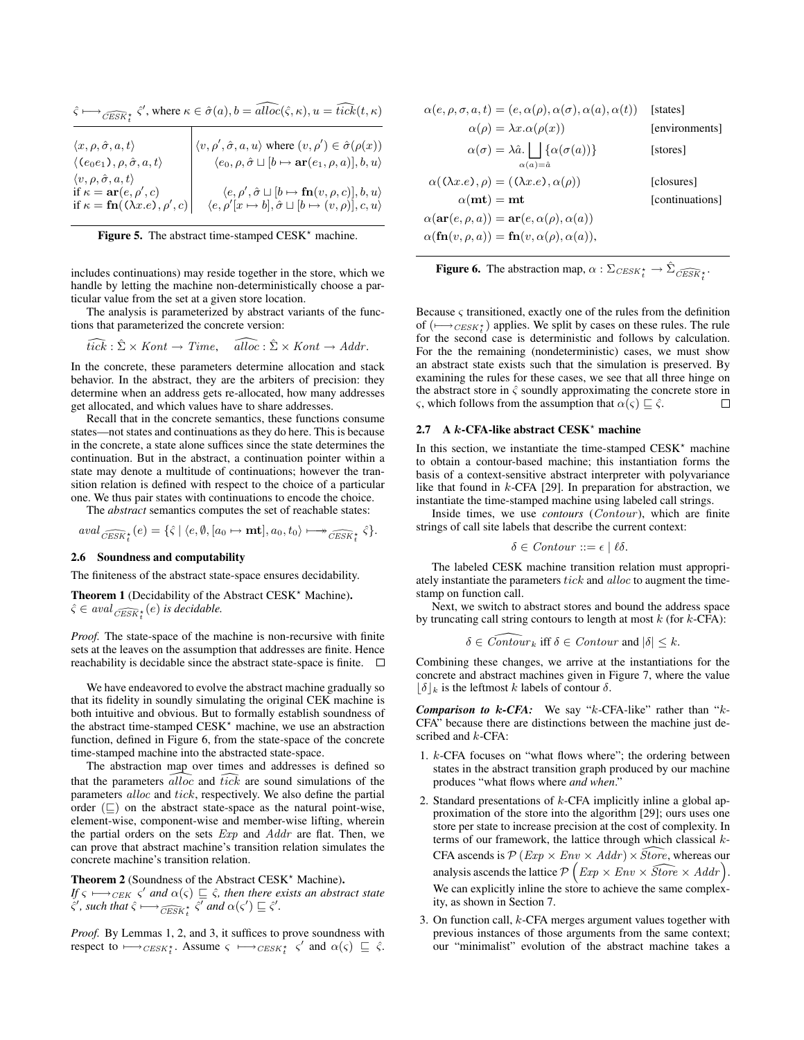$\hat{\varsigma} \longmapsto_{\widehat{CESK}^\star_t} \hat{\varsigma}'$, where $\kappa \in \hat{\sigma}(a), b = \widehat{alloc}(\hat{\varsigma}, \kappa), u = \widehat{tick}(t, \kappa)$

| | |
|---|---|
| $\langle x, \rho, \hat{\sigma}, a, t\rangle$ | $\langle v, \rho', \hat{\sigma}, a, u\rangle$ where $(v, \rho') \in \hat{\sigma}(\rho(x))$ |
| $\langle (e_0 e_1), \rho, \hat{\sigma}, a, t\rangle$ | $\langle e_0, \rho, \hat{\sigma} \sqcup [b \mapsto \mathbf{ar}(e_1, \rho, a)], b, u\rangle$ |
| $\langle v, \rho, \hat{\sigma}, a, t\rangle$ | |
| if $\kappa = \mathbf{ar}(e, \rho', c)$ | $\langle e, \rho', \hat{\sigma} \sqcup [b \mapsto \mathbf{fn}(v, \rho, c)], b, u\rangle$ |
| if $\kappa = \mathbf{fn}((\lambda x.e), \rho', c)$ | $\langle e, \rho'[x \mapsto b], \hat{\sigma} \sqcup [b \mapsto (v, \rho)], c, u\rangle$ |

**Figure 5.** The abstract time-stamped CESK* machine.

includes continuations) may reside together in the store, which we handle by letting the machine non-deterministically choose a particular value from the set at a given store location.

The analysis is parameterized by abstract variants of the functions that parameterized the concrete version:

$$\widehat{tick} : \hat{\Sigma} \times Kont \to Time, \quad \widehat{alloc} : \hat{\Sigma} \times Kont \to Addr.$$

In the concrete, these parameters determine allocation and stack behavior. In the abstract, they are the arbiters of precision: they determine when an address gets re-allocated, how many addresses get allocated, and which values have to share addresses.

Recall that in the concrete semantics, these functions consume states—not states and continuations as they do here. This is because in the concrete, a state alone suffices since the state determines the continuation. But in the abstract, a continuation pointer within a state may denote a multitude of continuations; however the transition relation is defined with respect to the choice of a particular one. We thus pair states with continuations to encode the choice.

The *abstract* semantics computes the set of reachable states:

$$aval_{\widehat{CESK}^\star_t}(e) = \{\hat{\varsigma} \mid \langle e, \emptyset, [a_0 \mapsto \mathbf{mt}], a_0, t_0\rangle \longmapsto\!\!\!\!\!\rightarrow_{\widehat{CESK}^\star_t} \hat{\varsigma}\}.$$

### 2.6 Soundness and computability

The finiteness of the abstract state-space ensures decidability.

**Theorem 1** (Decidability of the Abstract CESK* Machine)**.** *$\hat{\varsigma} \in aval_{\widehat{CESK}^\star_t}(e)$ is decidable.*

*Proof.* The state-space of the machine is non-recursive with finite sets at the leaves on the assumption that addresses are finite. Hence reachability is decidable since the abstract state-space is finite. □

We have endeavored to evolve the abstract machine gradually so that its fidelity in soundly simulating the original CEK machine is both intuitive and obvious. But to formally establish soundness of the abstract time-stamped CESK* machine, we use an abstraction function, defined in Figure 6, from the state-space of the concrete time-stamped machine into the abstracted state-space.

The abstraction map over times and addresses is defined so that the parameters $\widehat{alloc}$ and $\widehat{tick}$ are sound simulations of the parameters $alloc$ and $tick$, respectively. We also define the partial order ($\sqsubseteq$) on the abstract state-space as the natural point-wise, element-wise, component-wise and member-wise lifting, wherein the partial orders on the sets $Exp$ and $Addr$ are flat. Then, we can prove that abstract machine's transition relation simulates the concrete machine's transition relation.

**Theorem 2** (Soundness of the Abstract CESK* Machine)**.** *If $\varsigma \longmapsto_{CEK} \varsigma'$ and $\alpha(\varsigma) \sqsubseteq \hat{\varsigma}$, then there exists an abstract state $\hat{\varsigma}'$, such that $\hat{\varsigma} \longmapsto_{\widehat{CESK}^\star_t} \hat{\varsigma}'$ and $\alpha(\varsigma') \sqsubseteq \hat{\varsigma}'$.*

*Proof.* By Lemmas 1, 2, and 3, it suffices to prove soundness with respect to $\longmapsto_{CESK^\star_t}$. Assume $\varsigma \longmapsto_{CESK^\star_t} \varsigma'$ and $\alpha(\varsigma) \sqsubseteq \hat{\varsigma}$.

$$\begin{aligned}
\alpha(e, \rho, \sigma, a, t) &= (e, \alpha(\rho), \alpha(\sigma), \alpha(a), \alpha(t)) && \text{[states]}\\
\alpha(\rho) &= \lambda x.\alpha(\rho(x)) && \text{[environments]}\\
\alpha(\sigma) &= \lambda \hat{a}. \bigsqcup_{\alpha(a)=\hat{a}} \{\alpha(\sigma(a))\} && \text{[stores]}\\
\alpha((\lambda x.e), \rho) &= ((\lambda x.e), \alpha(\rho)) && \text{[closures]}\\
\alpha(\mathbf{mt}) &= \mathbf{mt} && \text{[continuations]}\\
\alpha(\mathbf{ar}(e, \rho, a)) &= \mathbf{ar}(e, \alpha(\rho), \alpha(a))\\
\alpha(\mathbf{fn}(v, \rho, a)) &= \mathbf{fn}(v, \alpha(\rho), \alpha(a)),
\end{aligned}$$

**Figure 6.** The abstraction map, $\alpha : \Sigma_{CESK^\star_t} \to \hat{\Sigma}_{\widehat{CESK}^\star_t}$.

Because $\varsigma$ transitioned, exactly one of the rules from the definition of $(\longmapsto_{CESK^\star_t})$ applies. We split by cases on these rules. The rule for the second case is deterministic and follows by calculation. For the the remaining (nondeterministic) cases, we must show an abstract state exists such that the simulation is preserved. By examining the rules for these cases, we see that all three hinge on the abstract store in $\hat{\varsigma}$ soundly approximating the concrete store in $\varsigma$, which follows from the assumption that $\alpha(\varsigma) \sqsubseteq \hat{\varsigma}$. □

### 2.7 A $k$-CFA-like abstract CESK* machine

In this section, we instantiate the time-stamped CESK* machine to obtain a contour-based machine; this instantiation forms the basis of a context-sensitive abstract interpreter with polyvariance like that found in $k$-CFA [29]. In preparation for abstraction, we instantiate the time-stamped machine using labeled call strings.

Inside times, we use *contours* ($Contour$), which are finite strings of call site labels that describe the current context:

$$\delta \in Contour ::= \epsilon \mid \ell\delta.$$

The labeled CESK machine transition relation must appropriately instantiate the parameters $tick$ and $alloc$ to augment the time-stamp on function call.

Next, we switch to abstract stores and bound the address space by truncating call string contours to length at most $k$ (for $k$-CFA):

$$\delta \in \widehat{Contour}_k \text{ iff } \delta \in Contour \text{ and } |\delta| \leq k.$$

Combining these changes, we arrive at the instantiations for the concrete and abstract machines given in Figure 7, where the value $\lfloor\delta\rfloor_k$ is the leftmost $k$ labels of contour $\delta$.

***Comparison to k-CFA:*** We say "$k$-CFA-like" rather than "$k$-CFA" because there are distinctions between the machine just described and $k$-CFA:

1. $k$-CFA focuses on "what flows where"; the ordering between states in the abstract transition graph produced by our machine produces "what flows where *and when*."
2. Standard presentations of $k$-CFA implicitly inline a global approximation of the store into the algorithm [29]; ours uses one store per state to increase precision at the cost of complexity. In terms of our framework, the lattice through which classical $k$-CFA ascends is $\mathcal{P}\left(Exp \times Env \times Addr\right) \times \widehat{Store}$, whereas our analysis ascends the lattice $\mathcal{P}\left(Exp \times Env \times \widehat{Store} \times Addr\right)$. We can explicitly inline the store to achieve the same complexity, as shown in Section 7.
3. On function call, $k$-CFA merges argument values together with previous instances of those arguments from the same context; our "minimalist" evolution of the abstract machine takes a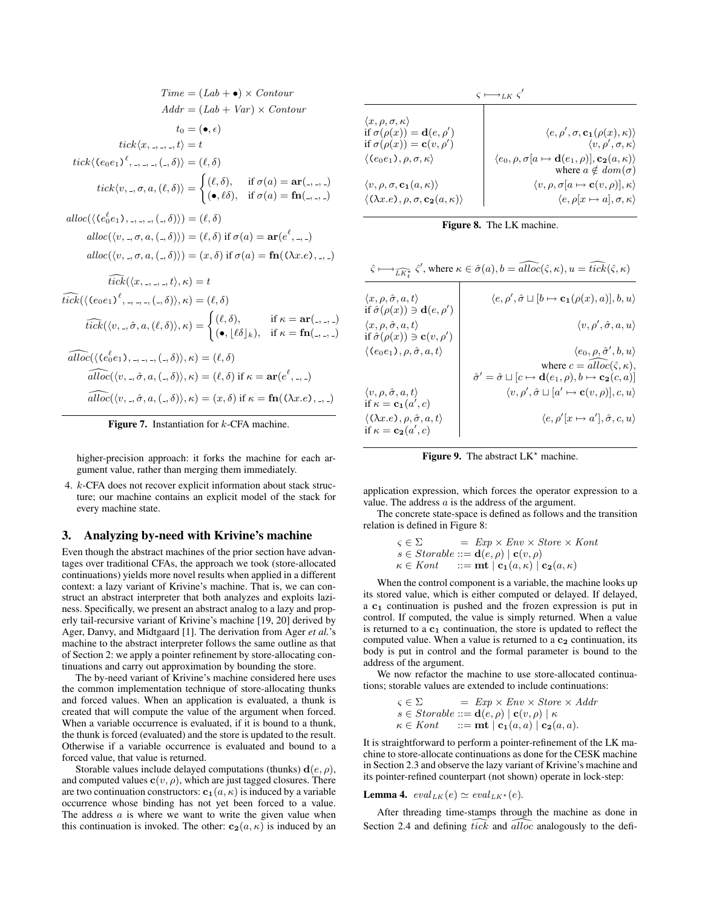$$Time = (Lab + \bullet) \times Contour$$
$$Addr = (Lab + Var) \times Contour$$
$$t_0 = (\bullet, \epsilon)$$
$$tick\langle x, \_, \_, \_, t\rangle = t$$
$$tick\langle (e_0 e_1)^\ell, \_, \_, \_, (\_, \delta)\rangle = (\ell, \delta)$$
$$tick\langle v, \_, \sigma, a, (\ell, \delta)\rangle = \begin{cases} (\ell, \delta), & \text{if } \sigma(a) = \mathbf{ar}(\_, \_, \_) \\ (\bullet, \ell\delta), & \text{if } \sigma(a) = \mathbf{fn}(\_, \_, \_) \end{cases}$$
$$alloc(\langle (e_0^\ell e_1), \_, \_, \_, (\_, \delta)\rangle) = (\ell, \delta)$$
$$alloc(\langle v, \_, \sigma, a, (\_, \delta)\rangle) = (\ell, \delta) \text{ if } \sigma(a) = \mathbf{ar}(e^\ell, \_, \_)$$
$$alloc(\langle v, \_, \sigma, a, (\_, \delta)\rangle) = (x, \delta) \text{ if } \sigma(a) = \mathbf{fn}((\lambda x.e), \_, \_)$$
$$\widehat{tick}(\langle x, \_, \_, \_, t\rangle, \kappa) = t$$
$$\widehat{tick}(\langle (e_0 e_1)^\ell, \_, \_, \_, (\_, \delta)\rangle, \kappa) = (\ell, \delta)$$
$$\widehat{tick}(\langle v, \_, \hat{\sigma}, a, (\ell, \delta)\rangle, \kappa) = \begin{cases} (\ell, \delta), & \text{if } \kappa = \mathbf{ar}(\_, \_, \_) \\ (\bullet, \lfloor \ell\delta \rfloor_k), & \text{if } \kappa = \mathbf{fn}(\_, \_, \_) \end{cases}$$
$$\widehat{alloc}(\langle (e_0^\ell e_1), \_, \_, \_, (\_, \delta)\rangle, \kappa) = (\ell, \delta)$$
$$\widehat{alloc}(\langle v, \_, \hat{\sigma}, a, (\_, \delta)\rangle, \kappa) = (\ell, \delta) \text{ if } \kappa = \mathbf{ar}(e^\ell, \_, \_)$$
$$\widehat{alloc}(\langle v, \_, \hat{\sigma}, a, (\_, \delta)\rangle, \kappa) = (x, \delta) \text{ if } \kappa = \mathbf{fn}((\lambda x.e), \_, \_)$$

**Figure 7.** Instantiation for $k$-CFA machine.

higher-precision approach: it forks the machine for each argument value, rather than merging them immediately.

4. $k$-CFA does not recover explicit information about stack structure; our machine contains an explicit model of the stack for every machine state.

## 3. Analyzing by-need with Krivine's machine

Even though the abstract machines of the prior section have advantages over traditional CFAs, the approach we took (store-allocated continuations) yields more novel results when applied in a different context: a lazy variant of Krivine's machine. That is, we can construct an abstract interpreter that both analyzes and exploits laziness. Specifically, we present an abstract analog to a lazy and properly tail-recursive variant of Krivine's machine [19, 20] derived by Ager, Danvy, and Midtgaard [1]. The derivation from Ager *et al.*'s machine to the abstract interpreter follows the same outline as that of Section 2: we apply a pointer refinement by store-allocating continuations and carry out approximation by bounding the store.

The by-need variant of Krivine's machine considered here uses the common implementation technique of store-allocating thunks and forced values. When an application is evaluated, a thunk is created that will compute the value of the argument when forced. When a variable occurrence is evaluated, if it is bound to a thunk, the thunk is forced (evaluated) and the store is updated to the result. Otherwise if a variable occurrence is evaluated and bound to a forced value, that value is returned.

Storable values include delayed computations (thunks) $\mathbf{d}(e, \rho)$, and computed values $\mathbf{c}(v, \rho)$, which are just tagged closures. There are two continuation constructors: $\mathbf{c_1}(a, \kappa)$ is induced by a variable occurrence whose binding has not yet been forced to a value. The address $a$ is where we want to write the given value when this continuation is invoked. The other: $\mathbf{c_2}(a, \kappa)$ is induced by an

$\varsigma \longmapsto_{LK} \varsigma'$

| | |
|---|---|
| $\langle x, \rho, \sigma, \kappa\rangle$ | |
| if $\sigma(\rho(x)) = \mathbf{d}(e, \rho')$ | $\langle e, \rho', \sigma, \mathbf{c_1}(\rho(x), \kappa)\rangle$ |
| if $\sigma(\rho(x)) = \mathbf{c}(v, \rho')$ | $\langle v, \rho', \sigma, \kappa\rangle$ |
| $\langle (e_0 e_1), \rho, \sigma, \kappa\rangle$ | $\langle e_0, \rho, \sigma[a \mapsto \mathbf{d}(e_1, \rho)], \mathbf{c_2}(a, \kappa)\rangle$ where $a \notin dom(\sigma)$ |
| $\langle v, \rho, \sigma, \mathbf{c_1}(a, \kappa)\rangle$ | $\langle v, \rho, \sigma[a \mapsto \mathbf{c}(v, \rho)], \kappa\rangle$ |
| $\langle (\lambda x.e), \rho, \sigma, \mathbf{c_2}(a, \kappa)\rangle$ | $\langle e, \rho[x \mapsto a], \sigma, \kappa\rangle$ |

**Figure 8.** The LK machine.

$\hat{\varsigma} \longmapsto_{\widehat{LK_t^\star}} \hat{\varsigma}'$, where $\kappa \in \hat{\sigma}(a), b = \widehat{alloc}(\hat{\varsigma}, \kappa), u = \widehat{tick}(\hat{\varsigma}, \kappa)$

| | |
|---|---|
| $\langle x, \rho, \hat{\sigma}, a, t\rangle$ if $\hat{\sigma}(\rho(x)) \ni \mathbf{d}(e, \rho')$ | $\langle e, \rho', \hat{\sigma} \sqcup [b \mapsto \mathbf{c_1}(\rho(x), a)], b, u\rangle$ |
| $\langle x, \rho, \hat{\sigma}, a, t\rangle$ if $\hat{\sigma}(\rho(x)) \ni \mathbf{c}(v, \rho')$ | $\langle v, \rho', \hat{\sigma}, a, u\rangle$ |
| $\langle (e_0 e_1), \rho, \hat{\sigma}, a, t\rangle$ | $\langle e_0, \rho, \hat{\sigma}', b, u\rangle$ where $c = \widehat{alloc}(\hat{\varsigma}, \kappa)$, $\hat{\sigma}' = \hat{\sigma} \sqcup [c \mapsto \mathbf{d}(e_1, \rho), b \mapsto \mathbf{c_2}(c, a)]$ |
| $\langle v, \rho, \hat{\sigma}, a, t\rangle$ if $\kappa = \mathbf{c_1}(a', c)$ | $\langle v, \rho', \hat{\sigma} \sqcup [a' \mapsto \mathbf{c}(v, \rho)], c, u\rangle$ |
| $\langle (\lambda x.e), \rho, \hat{\sigma}, a, t\rangle$ if $\kappa = \mathbf{c_2}(a', c)$ | $\langle e, \rho'[x \mapsto a'], \hat{\sigma}, c, u\rangle$ |

**Figure 9.** The abstract LK$^\star$ machine.

application expression, which forces the operator expression to a value. The address $a$ is the address of the argument.

The concrete state-space is defined as follows and the transition relation is defined in Figure 8:

$$\begin{aligned} \varsigma \in \Sigma \quad &= Exp \times Env \times Store \times Kont \\ s \in Storable &::= \mathbf{d}(e, \rho) \mid \mathbf{c}(v, \rho) \\ \kappa \in Kont &::= \mathbf{mt} \mid \mathbf{c_1}(a, \kappa) \mid \mathbf{c_2}(a, \kappa) \end{aligned}$$

When the control component is a variable, the machine looks up its stored value, which is either computed or delayed. If delayed, a $\mathbf{c_1}$ continuation is pushed and the frozen expression is put in control. If computed, the value is simply returned. When a value is returned to a $\mathbf{c_1}$ continuation, the store is updated to reflect the computed value. When a value is returned to a $\mathbf{c_2}$ continuation, its body is put in control and the formal parameter is bound to the address of the argument.

We now refactor the machine to use store-allocated continuations; storable values are extended to include continuations:

$$\begin{aligned} \varsigma \in \Sigma \quad &= Exp \times Env \times Store \times Addr \\ s \in Storable &::= \mathbf{d}(e, \rho) \mid \mathbf{c}(v, \rho) \mid \kappa \\ \kappa \in Kont &::= \mathbf{mt} \mid \mathbf{c_1}(a, a) \mid \mathbf{c_2}(a, a). \end{aligned}$$

It is straightforward to perform a pointer-refinement of the LK machine to store-allocate continuations as done for the CESK machine in Section 2.3 and observe the lazy variant of Krivine's machine and its pointer-refined counterpart (not shown) operate in lock-step:

**Lemma 4.** $eval_{LK}(e) \simeq eval_{LK^\star}(e)$.

After threading time-stamps through the machine as done in Section 2.4 and defining $\widehat{tick}$ and $\widehat{alloc}$ analogously to the defi-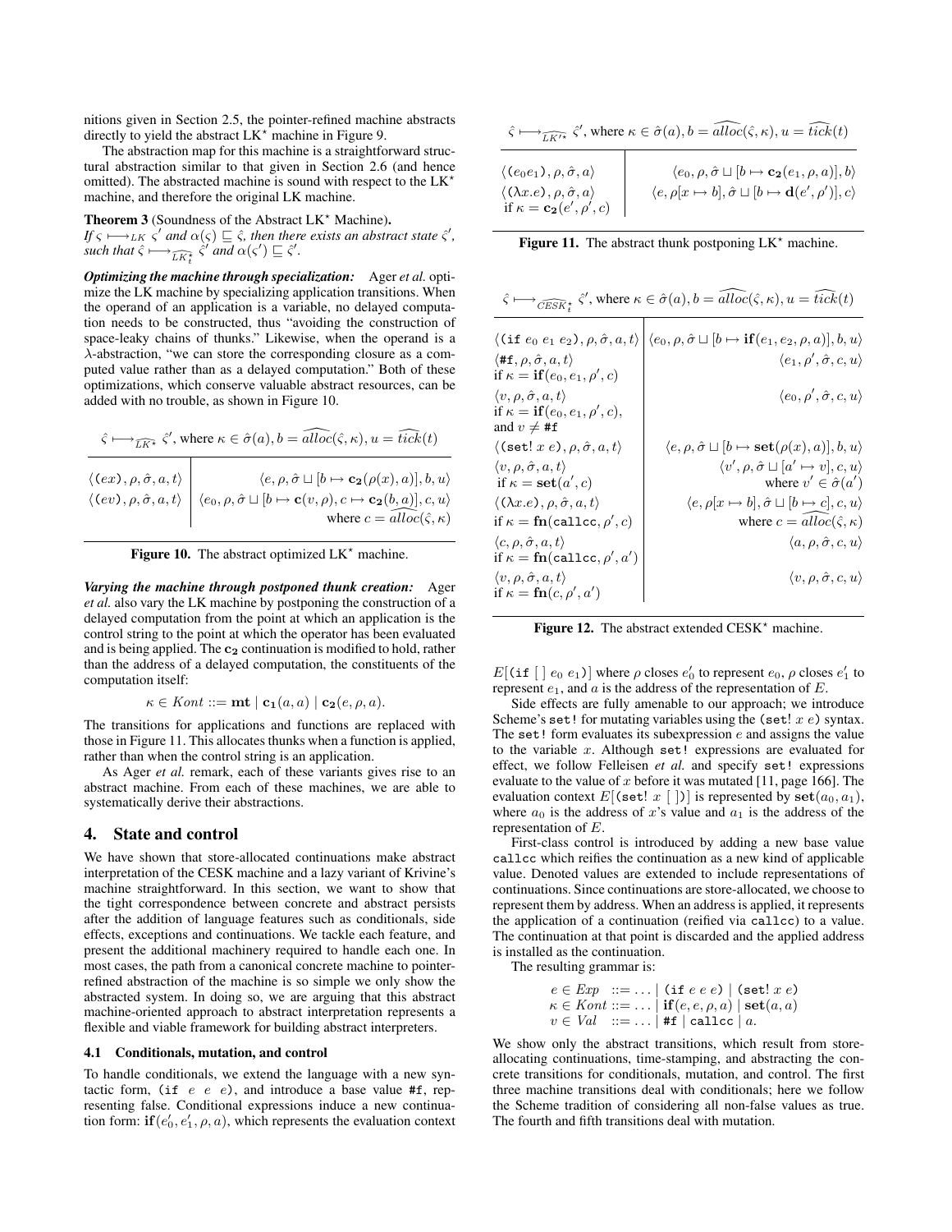nitions given in Section 2.5, the pointer-refined machine abstracts directly to yield the abstract LK$^\star$ machine in Figure 9.

The abstraction map for this machine is a straightforward structural abstraction similar to that given in Section 2.6 (and hence omitted). The abstracted machine is sound with respect to the LK$^\star$ machine, and therefore the original LK machine.

**Theorem 3** (Soundness of the Abstract LK$^\star$ Machine)**.**
*If $\varsigma \longmapsto_{LK} \varsigma'$ and $\alpha(\varsigma) \sqsubseteq \hat{\varsigma}$, then there exists an abstract state $\hat{\varsigma}'$, such that $\hat{\varsigma} \longmapsto_{\widehat{LK^\star_t}} \hat{\varsigma}'$ and $\alpha(\varsigma') \sqsubseteq \hat{\varsigma}'$.*

***Optimizing the machine through specialization:*** Ager *et al.* optimize the LK machine by specializing application transitions. When the operand of an application is a variable, no delayed computation needs to be constructed, thus "avoiding the construction of space-leaky chains of thunks." Likewise, when the operand is a $\lambda$-abstraction, "we can store the corresponding closure as a computed value rather than as a delayed computation." Both of these optimizations, which conserve valuable abstract resources, can be added with no trouble, as shown in Figure 10.

$\hat{\varsigma} \longmapsto_{\widehat{LK^\star}} \hat{\varsigma}'$, where $\kappa \in \hat{\sigma}(a), b = \widehat{alloc}(\hat{\varsigma}, \kappa), u = \widehat{tick}(t)$

| | |
|---|---|
| $\langle (ex), \rho, \hat{\sigma}, a, t\rangle$ | $\langle e, \rho, \hat{\sigma} \sqcup [b \mapsto \mathbf{c_2}(\rho(x), a)], b, u\rangle$ |
| $\langle (ev), \rho, \hat{\sigma}, a, t\rangle$ | $\langle e_0, \rho, \hat{\sigma} \sqcup [b \mapsto \mathbf{c}(v, \rho), c \mapsto \mathbf{c_2}(b, a)], c, u\rangle$ where $c = \widehat{alloc}(\hat{\varsigma}, \kappa)$ |

**Figure 10.** The abstract optimized LK$^\star$ machine.

***Varying the machine through postponed thunk creation:*** Ager *et al.* also vary the LK machine by postponing the construction of a delayed computation from the point at which an application is the control string to the point at which the operator has been evaluated and is being applied. The $\mathbf{c_2}$ continuation is modified to hold, rather than the address of a delayed computation, the constituents of the computation itself:

$$\kappa \in Kont ::= \mathbf{mt} \mid \mathbf{c_1}(a, a) \mid \mathbf{c_2}(e, \rho, a).$$

The transitions for applications and functions are replaced with those in Figure 11. This allocates thunks when a function is applied, rather than when the control string is an application.

As Ager *et al.* remark, each of these variants gives rise to an abstract machine. From each of these machines, we are able to systematically derive their abstractions.

## 4. State and control

We have shown that store-allocated continuations make abstract interpretation of the CESK machine and a lazy variant of Krivine's machine straightforward. In this section, we want to show that the tight correspondence between concrete and abstract persists after the addition of language features such as conditionals, side effects, exceptions and continuations. We tackle each feature, and present the additional machinery required to handle each one. In most cases, the path from a canonical concrete machine to pointer-refined abstraction of the machine is so simple we only show the abstracted system. In doing so, we are arguing that this abstract machine-oriented approach to abstract interpretation represents a flexible and viable framework for building abstract interpreters.

### 4.1 Conditionals, mutation, and control

To handle conditionals, we extend the language with a new syntactic form, (`if` $e$ $e$ $e$), and introduce a base value `#f`, representing false. Conditional expressions induce a new continuation form: $\mathbf{if}(e_0', e_1', \rho, a)$, which represents the evaluation context

$\hat{\varsigma} \longmapsto_{\widehat{LK'^\star}} \hat{\varsigma}'$, where $\kappa \in \hat{\sigma}(a), b = \widehat{alloc}(\hat{\varsigma}, \kappa), u = \widehat{tick}(t)$

| | |
|---|---|
| $\langle (e_0 e_1), \rho, \hat{\sigma}, a\rangle$ | $\langle e_0, \rho, \hat{\sigma} \sqcup [b \mapsto \mathbf{c_2}(e_1, \rho, a)], b\rangle$ |
| $\langle (\lambda x.e), \rho, \hat{\sigma}, a\rangle$ if $\kappa = \mathbf{c_2}(e', \rho', c)$ | $\langle e, \rho[x \mapsto b], \hat{\sigma} \sqcup [b \mapsto \mathbf{d}(e', \rho')], c\rangle$ |

**Figure 11.** The abstract thunk postponing LK$^\star$ machine.

$\hat{\varsigma} \longmapsto_{\widehat{CESK^\star_t}} \hat{\varsigma}'$, where $\kappa \in \hat{\sigma}(a), b = \widehat{alloc}(\hat{\varsigma}, \kappa), u = \widehat{tick}(t)$

| | |
|---|---|
| $\langle$(`if` $e_0$ $e_1$ $e_2$)$, \rho, \hat{\sigma}, a, t\rangle$ | $\langle e_0, \rho, \hat{\sigma} \sqcup [b \mapsto \mathbf{if}(e_1, e_2, \rho, a)], b, u\rangle$ |
| $\langle$`#f`$, \rho, \hat{\sigma}, a, t\rangle$ if $\kappa = \mathbf{if}(e_0, e_1, \rho', c)$ | $\langle e_1, \rho', \hat{\sigma}, c, u\rangle$ |
| $\langle v, \rho, \hat{\sigma}, a, t\rangle$ if $\kappa = \mathbf{if}(e_0, e_1, \rho', c)$, and $v \neq$ `#f` | $\langle e_0, \rho', \hat{\sigma}, c, u\rangle$ |
| $\langle$(`set!` $x$ $e$)$, \rho, \hat{\sigma}, a, t\rangle$ | $\langle e, \rho, \hat{\sigma} \sqcup [b \mapsto \mathbf{set}(\rho(x), a)], b, u\rangle$ |
| $\langle v, \rho, \hat{\sigma}, a, t\rangle$ if $\kappa = \mathbf{set}(a', c)$ | $\langle v', \rho, \hat{\sigma} \sqcup [a' \mapsto v], c, u\rangle$ where $v' \in \hat{\sigma}(a')$ |
| $\langle (\lambda x.e), \rho, \hat{\sigma}, a, t\rangle$ if $\kappa = \mathbf{fn}($`callcc`$, \rho', c)$ | $\langle e, \rho[x \mapsto b], \hat{\sigma} \sqcup [b \mapsto c], c, u\rangle$ where $c = \widehat{alloc}(\hat{\varsigma}, \kappa)$ |
| $\langle c, \rho, \hat{\sigma}, a, t\rangle$ if $\kappa = \mathbf{fn}($`callcc`$, \rho', a')$ | $\langle a, \rho, \hat{\sigma}, c, u\rangle$ |
| $\langle v, \rho, \hat{\sigma}, a, t\rangle$ if $\kappa = \mathbf{fn}(c, \rho', a')$ | $\langle v, \rho, \hat{\sigma}, c, u\rangle$ |

**Figure 12.** The abstract extended CESK$^\star$ machine.

$E[$(`if` $[\ ]$ $e_0$ $e_1$)$]$ where $\rho$ closes $e_0'$ to represent $e_0$, $\rho$ closes $e_1'$ to represent $e_1$, and $a$ is the address of the representation of $E$.

Side effects are fully amenable to our approach; we introduce Scheme's `set!` for mutating variables using the (`set!` $x$ $e$) syntax. The `set!` form evaluates its subexpression $e$ and assigns the value to the variable $x$. Although `set!` expressions are evaluated for effect, we follow Felleisen *et al.* and specify `set!` expressions evaluate to the value of $x$ before it was mutated [11, page 166]. The evaluation context $E[$(`set!` $x$ $[\ ]$)$]$ is represented by $\mathbf{set}(a_0, a_1)$, where $a_0$ is the address of $x$'s value and $a_1$ is the address of the representation of $E$.

First-class control is introduced by adding a new base value `callcc` which reifies the continuation as a new kind of applicable value. Denoted values are extended to include representations of continuations. Since continuations are store-allocated, we choose to represent them by address. When an address is applied, it represents the application of a continuation (reified via `callcc`) to a value. The continuation at that point is discarded and the applied address is installed as the continuation.

The resulting grammar is:

$$
\begin{aligned}
e \in Exp &::= \ldots \mid (\texttt{if}\ e\ e\ e) \mid (\texttt{set!}\ x\ e) \\
\kappa \in Kont &::= \ldots \mid \mathbf{if}(e, e, \rho, a) \mid \mathbf{set}(a, a) \\
v \in Val &::= \ldots \mid \texttt{\#f} \mid \texttt{callcc} \mid a.
\end{aligned}
$$

We show only the abstract transitions, which result from store-allocating continuations, time-stamping, and abstracting the concrete transitions for conditionals, mutation, and control. The first three machine transitions deal with conditionals; here we follow the Scheme tradition of considering all non-false values as true. The fourth and fifth transitions deal with mutation.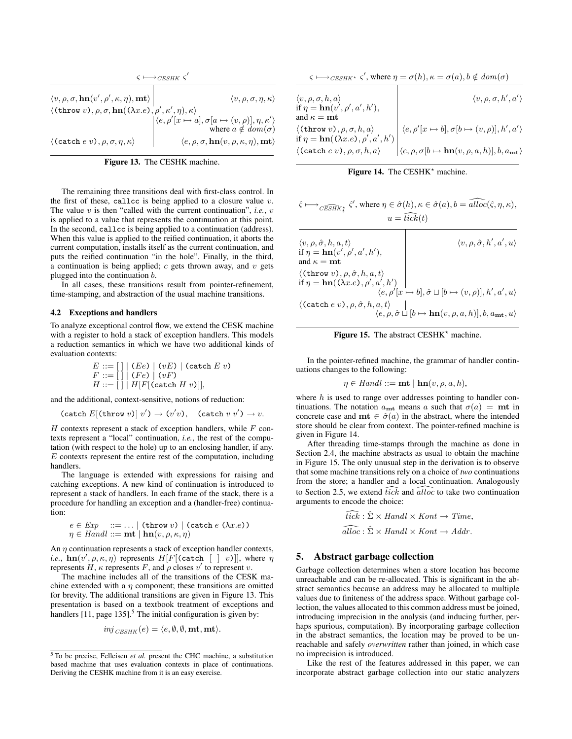$$\varsigma \longmapsto_{CESHK} \varsigma'$$

$$\begin{array}{ll}
\langle v, \rho, \sigma, \mathbf{hn}(v', \rho', \kappa, \eta), \mathbf{mt}\rangle & \langle v, \rho, \sigma, \eta, \kappa\rangle \\
\langle \texttt{(throw } v\texttt{)}, \rho, \sigma, \mathbf{hn}((\lambda x.e), \rho', \kappa', \eta), \kappa\rangle & \\
& \langle e, \rho'[x \mapsto a], \sigma[a \mapsto (v, \rho)], \eta, \kappa'\rangle \\
& \text{where } a \notin dom(\sigma) \\
\langle \texttt{(catch } e\ v\texttt{)}, \rho, \sigma, \eta, \kappa\rangle & \langle e, \rho, \sigma, \mathbf{hn}(v, \rho, \kappa, \eta), \mathbf{mt}\rangle
\end{array}$$

**Figure 13.** The CESHK machine.

$$\varsigma \longmapsto_{CESHK^\star} \varsigma', \text{ where } \eta = \sigma(h), \kappa = \sigma(a), b \notin dom(\sigma)$$

$$\begin{array}{ll}
\langle v, \rho, \sigma, h, a\rangle & \langle v, \rho, \sigma, h', a'\rangle \\
\text{if } \eta = \mathbf{hn}(v', \rho', a', h'), & \\
\text{and } \kappa = \mathbf{mt} & \\
\langle \texttt{(throw } v\texttt{)}, \rho, \sigma, h, a\rangle & \langle e, \rho'[x \mapsto b], \sigma[b \mapsto (v, \rho)], h', a'\rangle \\
\text{if } \eta = \mathbf{hn}((\lambda x.e), \rho', a', h') & \\
\langle \texttt{(catch } e\ v\texttt{)}, \rho, \sigma, h, a\rangle & \langle e, \rho, \sigma[b \mapsto \mathbf{hn}(v, \rho, a, h)], b, a_{\mathbf{mt}}\rangle
\end{array}$$

**Figure 14.** The CESHK$^\star$ machine.

$$\hat{\varsigma} \longmapsto_{\widehat{CESHK}^\star_t} \hat{\varsigma}', \text{ where } \eta \in \hat{\sigma}(h), \kappa \in \hat{\sigma}(a), b = \widehat{alloc}(\hat{\varsigma}, \eta, \kappa), u = \widehat{tick}(t)$$

$$\begin{array}{ll}
\langle v, \rho, \hat{\sigma}, h, a, t\rangle & \langle v, \rho, \hat{\sigma}, h', a', u\rangle \\
\text{if } \eta = \mathbf{hn}(v', \rho', a', h'), & \\
\text{and } \kappa = \mathbf{mt} & \\
\langle \texttt{(throw } v\texttt{)}, \rho, \hat{\sigma}, h, a, t\rangle & \\
\text{if } \eta = \mathbf{hn}((\lambda x.e), \rho', a', h') & \langle e, \rho'[x \mapsto b], \hat{\sigma} \sqcup [b \mapsto (v, \rho)], h', a', u\rangle \\
\langle \texttt{(catch } e\ v\texttt{)}, \rho, \hat{\sigma}, h, a, t\rangle & \langle e, \rho, \hat{\sigma} \sqcup [b \mapsto \mathbf{hn}(v, \rho, a, h)], b, a_{\mathbf{mt}}, u\rangle
\end{array}$$

**Figure 15.** The abstract CESHK$^\star$ machine.

The remaining three transitions deal with first-class control. In the first of these, `callcc` is being applied to a closure value $v$. The value $v$ is then "called with the current continuation", *i.e.*, $v$ is applied to a value that represents the continuation at this point. In the second, `callcc` is being applied to a continuation (address). When this value is applied to the reified continuation, it aborts the current computation, installs itself as the current continuation, and puts the reified continuation "in the hole". Finally, in the third, a continuation is being applied; $c$ gets thrown away, and $v$ gets plugged into the continuation $b$.

In all cases, these transitions result from pointer-refinement, time-stamping, and abstraction of the usual machine transitions.

### 4.2 Exceptions and handlers

To analyze exceptional control flow, we extend the CESK machine with a register to hold a stack of exception handlers. This models a reduction semantics in which we have two additional kinds of evaluation contexts:

$$\begin{aligned}
E &::= [\,] \mid (Ee) \mid (vE) \mid \texttt{(catch } E\ v\texttt{)} \\
F &::= [\,] \mid (Fe) \mid (vF) \\
H &::= [\,] \mid H[F[\texttt{(catch } H\ v\texttt{)}]],
\end{aligned}$$

and the additional, context-sensitive, notions of reduction:

$$\texttt{(catch } E[\texttt{(throw } v\texttt{)}]\ v'\texttt{)} \rightarrow (v'v), \quad \texttt{(catch } v\ v'\texttt{)} \rightarrow v.$$

$H$ contexts represent a stack of exception handlers, while $F$ contexts represent a "local" continuation, *i.e.*, the rest of the computation (with respect to the hole) up to an enclosing handler, if any. $E$ contexts represent the entire rest of the computation, including handlers.

The language is extended with expressions for raising and catching exceptions. A new kind of continuation is introduced to represent a stack of handlers. In each frame of the stack, there is a procedure for handling an exception and a (handler-free) continuation:

$$\begin{aligned}
e \in Exp &::= \ldots \mid \texttt{(throw } v\texttt{)} \mid \texttt{(catch } e\ (\lambda x.e)\texttt{)} \\
\eta \in Handl &::= \mathbf{mt} \mid \mathbf{hn}(v, \rho, \kappa, \eta)
\end{aligned}$$

An $\eta$ continuation represents a stack of exception handler contexts, *i.e.*, $\mathbf{hn}(v', \rho, \kappa, \eta)$ represents $H[F[\texttt{(catch [ ] } v\texttt{)}]]$, where $\eta$ represents $H$, $\kappa$ represents $F$, and $\rho$ closes $v'$ to represent $v$.

The machine includes all of the transitions of the CESK machine extended with a $\eta$ component; these transitions are omitted for brevity. The additional transitions are given in Figure 13. This presentation is based on a textbook treatment of exceptions and handlers [11, page 135].[5] The initial configuration is given by:

$$inj_{CESHK}(e) = \langle e, \emptyset, \emptyset, \mathbf{mt}, \mathbf{mt}\rangle.$$

In the pointer-refined machine, the grammar of handler continuations changes to the following:

$$\eta \in Handl ::= \mathbf{mt} \mid \mathbf{hn}(v, \rho, a, h),$$

where $h$ is used to range over addresses pointing to handler continuations. The notation $a_{\mathbf{mt}}$ means $a$ such that $\sigma(a) = \mathbf{mt}$ in concrete case and $\mathbf{mt} \in \hat{\sigma}(a)$ in the abstract, where the intended store should be clear from context. The pointer-refined machine is given in Figure 14.

After threading time-stamps through the machine as done in Section 2.4, the machine abstracts as usual to obtain the machine in Figure 15. The only unusual step in the derivation is to observe that some machine transitions rely on a choice of *two* continuations from the store; a handler and a local continuation. Analogously to Section 2.5, we extend $\widehat{tick}$ and $\widehat{alloc}$ to take two continuation arguments to encode the choice:

$$\begin{aligned}
\widehat{tick} &: \hat{\Sigma} \times Handl \times Kont \rightarrow Time, \\
\widehat{alloc} &: \hat{\Sigma} \times Handl \times Kont \rightarrow Addr.
\end{aligned}$$

## 5. Abstract garbage collection

Garbage collection determines when a store location has become unreachable and can be re-allocated. This is significant in the abstract semantics because an address may be allocated to multiple values due to finiteness of the address space. Without garbage collection, the values allocated to this common address must be joined, introducing imprecision in the analysis (and inducing further, perhaps spurious, computation). By incorporating garbage collection in the abstract semantics, the location may be proved to be unreachable and safely *overwritten* rather than joined, in which case no imprecision is introduced.

Like the rest of the features addressed in this paper, we can incorporate abstract garbage collection into our static analyzers

[5] To be precise, Felleisen *et al.* present the CHC machine, a substitution based machine that uses evaluation contexts in place of continuations. Deriving the CESHK machine from it is an easy exercise.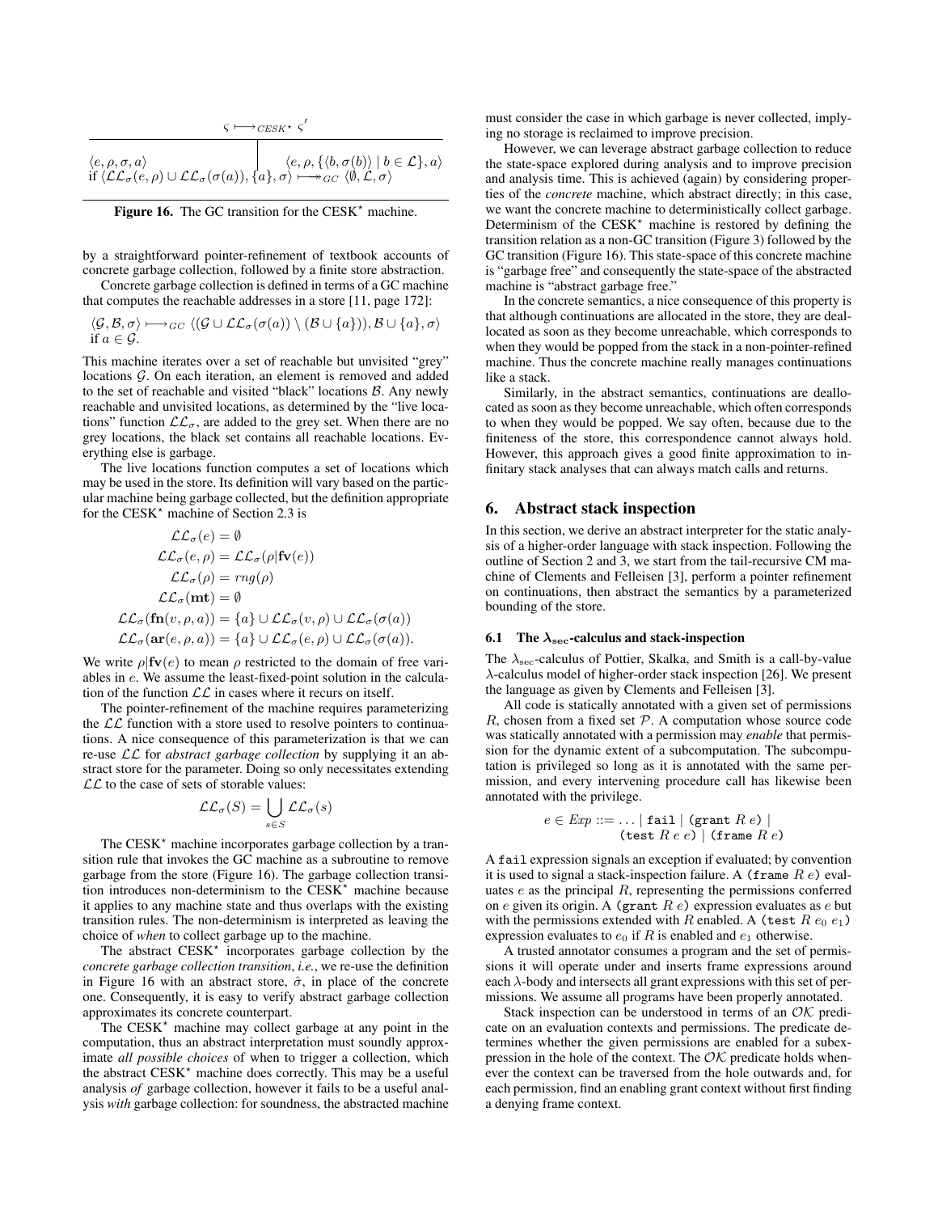$$\varsigma \longmapsto_{CESK^\star} \varsigma'$$

| | |
|---|---|
| $\langle e, \rho, \sigma, a \rangle$ <br> if $\langle \mathcal{LL}_\sigma(e,\rho) \cup \mathcal{LL}_\sigma(\sigma(a)), \{a\}, \sigma \rangle \longmapsto\!\!\!\!\!\rightarrow_{GC} \langle \emptyset, \mathcal{L}, \sigma \rangle$ | $\langle e, \rho, \{\langle b, \sigma(b) \rangle \mid b \in \mathcal{L}\}, a \rangle$ |

**Figure 16.** The GC transition for the CESK$^\star$ machine.

by a straightforward pointer-refinement of textbook accounts of concrete garbage collection, followed by a finite store abstraction.

Concrete garbage collection is defined in terms of a GC machine that computes the reachable addresses in a store [11, page 172]:

$$\langle \mathcal{G}, \mathcal{B}, \sigma \rangle \longmapsto_{GC} \langle (\mathcal{G} \cup \mathcal{LL}_\sigma(\sigma(a)) \setminus (\mathcal{B} \cup \{a\})), \mathcal{B} \cup \{a\}, \sigma \rangle$$
if $a \in \mathcal{G}$.

This machine iterates over a set of reachable but unvisited "grey" locations $\mathcal{G}$. On each iteration, an element is removed and added to the set of reachable and visited "black" locations $\mathcal{B}$. Any newly reachable and unvisited locations, as determined by the "live locations" function $\mathcal{LL}_\sigma$, are added to the grey set. When there are no grey locations, the black set contains all reachable locations. Everything else is garbage.

The live locations function computes a set of locations which may be used in the store. Its definition will vary based on the particular machine being garbage collected, but the definition appropriate for the CESK$^\star$ machine of Section 2.3 is

$$\begin{aligned}
\mathcal{LL}_\sigma(e) &= \emptyset \\
\mathcal{LL}_\sigma(e,\rho) &= \mathcal{LL}_\sigma(\rho|\mathbf{fv}(e)) \\
\mathcal{LL}_\sigma(\rho) &= rng(\rho) \\
\mathcal{LL}_\sigma(\mathbf{mt}) &= \emptyset \\
\mathcal{LL}_\sigma(\mathbf{fn}(v,\rho,a)) &= \{a\} \cup \mathcal{LL}_\sigma(v,\rho) \cup \mathcal{LL}_\sigma(\sigma(a)) \\
\mathcal{LL}_\sigma(\mathbf{ar}(e,\rho,a)) &= \{a\} \cup \mathcal{LL}_\sigma(e,\rho) \cup \mathcal{LL}_\sigma(\sigma(a)).
\end{aligned}$$

We write $\rho|\mathbf{fv}(e)$ to mean $\rho$ restricted to the domain of free variables in $e$. We assume the least-fixed-point solution in the calculation of the function $\mathcal{LL}$ in cases where it recurs on itself.

The pointer-refinement of the machine requires parameterizing the $\mathcal{LL}$ function with a store used to resolve pointers to continuations. A nice consequence of this parameterization is that we can re-use $\mathcal{LL}$ for *abstract garbage collection* by supplying it an abstract store for the parameter. Doing so only necessitates extending $\mathcal{LL}$ to the case of sets of storable values:

$$\mathcal{LL}_\sigma(S) = \bigcup_{s \in S} \mathcal{LL}_\sigma(s)$$

The CESK$^\star$ machine incorporates garbage collection by a transition rule that invokes the GC machine as a subroutine to remove garbage from the store (Figure 16). The garbage collection transition introduces non-determinism to the CESK$^\star$ machine because it applies to any machine state and thus overlaps with the existing transition rules. The non-determinism is interpreted as leaving the choice of *when* to collect garbage up to the machine.

The abstract CESK$^\star$ incorporates garbage collection by the *concrete garbage collection transition*, *i.e.*, we re-use the definition in Figure 16 with an abstract store, $\hat{\sigma}$, in place of the concrete one. Consequently, it is easy to verify abstract garbage collection approximates its concrete counterpart.

The CESK$^\star$ machine may collect garbage at any point in the computation, thus an abstract interpretation must soundly approximate *all possible choices* of when to trigger a collection, which the abstract CESK$^\star$ machine does correctly. This may be a useful analysis *of* garbage collection, however it fails to be a useful analysis *with* garbage collection: for soundness, the abstracted machine must consider the case in which garbage is never collected, implying no storage is reclaimed to improve precision.

However, we can leverage abstract garbage collection to reduce the state-space explored during analysis and to improve precision and analysis time. This is achieved (again) by considering properties of the *concrete* machine, which abstract directly; in this case, we want the concrete machine to deterministically collect garbage. Determinism of the CESK$^\star$ machine is restored by defining the transition relation as a non-GC transition (Figure 3) followed by the GC transition (Figure 16). This state-space of this concrete machine is "garbage free" and consequently the state-space of the abstracted machine is "abstract garbage free."

In the concrete semantics, a nice consequence of this property is that although continuations are allocated in the store, they are deallocated as soon as they become unreachable, which corresponds to when they would be popped from the stack in a non-pointer-refined machine. Thus the concrete machine really manages continuations like a stack.

Similarly, in the abstract semantics, continuations are deallocated as soon as they become unreachable, which often corresponds to when they would be popped. We say often, because due to the finiteness of the store, this correspondence cannot always hold. However, this approach gives a good finite approximation to infinitary stack analyses that can always match calls and returns.

## 6. Abstract stack inspection

In this section, we derive an abstract interpreter for the static analysis of a higher-order language with stack inspection. Following the outline of Section 2 and 3, we start from the tail-recursive CM machine of Clements and Felleisen [3], perform a pointer refinement on continuations, then abstract the semantics by a parameterized bounding of the store.

### 6.1 The $\lambda_{\mathbf{sec}}$-calculus and stack-inspection

The $\lambda_{\text{sec}}$-calculus of Pottier, Skalka, and Smith is a call-by-value $\lambda$-calculus model of higher-order stack inspection [26]. We present the language as given by Clements and Felleisen [3].

All code is statically annotated with a given set of permissions $R$, chosen from a fixed set $\mathcal{P}$. A computation whose source code was statically annotated with a permission may *enable* that permission for the dynamic extent of a subcomputation. The subcomputation is privileged so long as it is annotated with the same permission, and every intervening procedure call has likewise been annotated with the privilege.

$$e \in Exp ::= \ldots \mid \texttt{fail} \mid (\texttt{grant}\ R\ e) \mid (\texttt{test}\ R\ e\ e) \mid (\texttt{frame}\ R\ e)$$

A `fail` expression signals an exception if evaluated; by convention it is used to signal a stack-inspection failure. A (`frame` $R$ $e$) evaluates $e$ as the principal $R$, representing the permissions conferred on $e$ given its origin. A (`grant` $R$ $e$) expression evaluates as $e$ but with the permissions extended with $R$ enabled. A (`test` $R$ $e_0$ $e_1$) expression evaluates to $e_0$ if $R$ is enabled and $e_1$ otherwise.

A trusted annotator consumes a program and the set of permissions it will operate under and inserts frame expressions around each $\lambda$-body and intersects all grant expressions with this set of permissions. We assume all programs have been properly annotated.

Stack inspection can be understood in terms of an $\mathcal{OK}$ predicate on an evaluation contexts and permissions. The predicate determines whether the given permissions are enabled for a subexpression in the hole of the context. The $\mathcal{OK}$ predicate holds whenever the context can be traversed from the hole outwards and, for each permission, find an enabling grant context without first finding a denying frame context.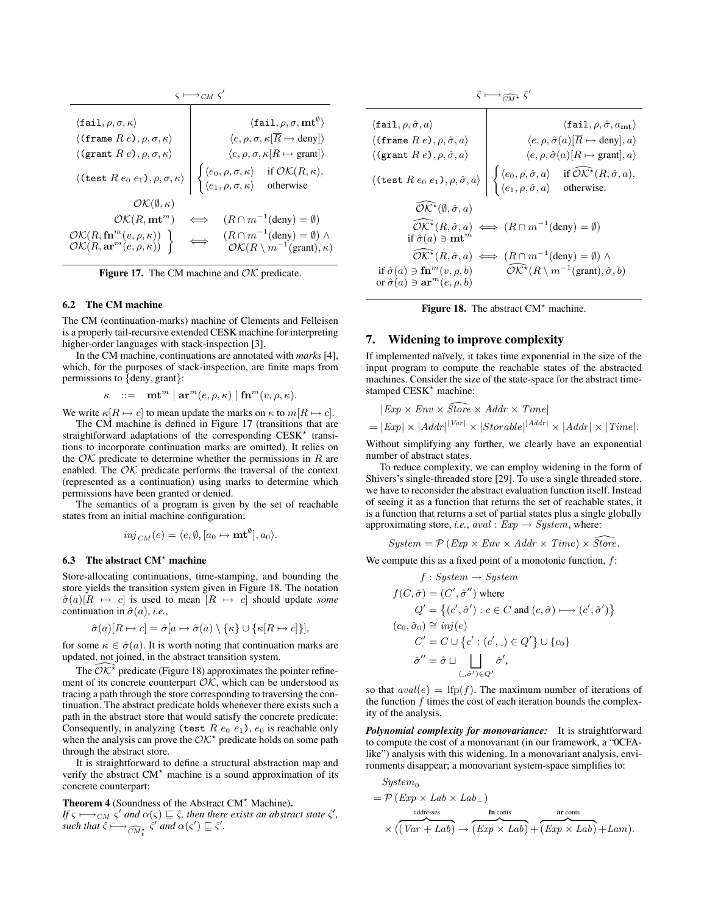$$\varsigma \longmapsto_{CM} \varsigma'$$

| | |
|---|---|
| $\langle \texttt{fail}, \rho, \sigma, \kappa\rangle$ | $\langle \texttt{fail}, \rho, \sigma, \mathbf{mt}^{\emptyset}\rangle$ |
| $\langle (\texttt{frame}\ R\ e), \rho, \sigma, \kappa\rangle$ | $\langle e, \rho, \sigma, \kappa[\overline{R} \mapsto \text{deny}]\rangle$ |
| $\langle (\texttt{grant}\ R\ e), \rho, \sigma, \kappa\rangle$ | $\langle e, \rho, \sigma, \kappa[R \mapsto \text{grant}]\rangle$ |
| $\langle (\texttt{test}\ R\ e_0\ e_1), \rho, \sigma, \kappa\rangle$ | $\begin{cases}\langle e_0, \rho, \sigma, \kappa\rangle & \text{if } \mathcal{OK}(R, \kappa),\\ \langle e_1, \rho, \sigma, \kappa\rangle & \text{otherwise}\end{cases}$ |

$$\mathcal{OK}(\emptyset, \kappa)$$

$$\mathcal{OK}(R, \mathbf{mt}^m) \iff (R \cap m^{-1}(\text{deny}) = \emptyset)$$

$$\left.\begin{array}{l}\mathcal{OK}(R, \mathbf{fn}^m(v, \rho, \kappa))\\ \mathcal{OK}(R, \mathbf{ar}^m(e, \rho, \kappa))\end{array}\right\} \iff \begin{array}{l}(R \cap m^{-1}(\text{deny}) = \emptyset) \wedge\\ \mathcal{OK}(R \setminus m^{-1}(\text{grant}), \kappa)\end{array}$$

**Figure 17.** The CM machine and $\mathcal{OK}$ predicate.

### 6.2 The CM machine

The CM (continuation-marks) machine of Clements and Felleisen is a properly tail-recursive extended CESK machine for interpreting higher-order languages with stack-inspection [3].

In the CM machine, continuations are annotated with *marks* [4], which, for the purposes of stack-inspection, are finite maps from permissions to {deny, grant}:

$$\kappa \quad ::= \quad \mathbf{mt}^m \mid \mathbf{ar}^m(e, \rho, \kappa) \mid \mathbf{fn}^m(v, \rho, \kappa).$$

We write $\kappa[R \mapsto c]$ to mean update the marks on $\kappa$ to $m[R \mapsto c]$.

The CM machine is defined in Figure 17 (transitions that are straightforward adaptations of the corresponding CESK$^\star$ transitions to incorporate continuation marks are omitted). It relies on the $\mathcal{OK}$ predicate to determine whether the permissions in $R$ are enabled. The $\mathcal{OK}$ predicate performs the traversal of the context (represented as a continuation) using marks to determine which permissions have been granted or denied.

The semantics of a program is given by the set of reachable states from an initial machine configuration:

$$inj_{CM}(e) = \langle e, \emptyset, [a_0 \mapsto \mathbf{mt}^{\emptyset}], a_0\rangle.$$

### 6.3 The abstract CM$^\star$ machine

Store-allocating continuations, time-stamping, and bounding the store yields the transition system given in Figure 18. The notation $\hat{\sigma}(a)[R \mapsto c]$ is used to mean $[R \mapsto c]$ should update *some* continuation in $\hat{\sigma}(a)$, *i.e.*,

$$\hat{\sigma}(a)[R \mapsto c] = \hat{\sigma}[a \mapsto \hat{\sigma}(a) \setminus \{\kappa\} \cup \{\kappa[R \mapsto c]\}],$$

for some $\kappa \in \hat{\sigma}(a)$. It is worth noting that continuation marks are updated, not joined, in the abstract transition system.

The $\widehat{\mathcal{OK}^\star}$ predicate (Figure 18) approximates the pointer refinement of its concrete counterpart $\mathcal{OK}$, which can be understood as tracing a path through the store corresponding to traversing the continuation. The abstract predicate holds whenever there exists such a path in the abstract store that would satisfy the concrete predicate: Consequently, in analyzing (test $R$ $e_0$ $e_1$), $e_0$ is reachable only when the analysis can prove the $\widehat{\mathcal{OK}^\star}$ predicate holds on some path through the abstract store.

It is straightforward to define a structural abstraction map and verify the abstract CM$^\star$ machine is a sound approximation of its concrete counterpart:

**Theorem 4** (Soundness of the Abstract CM$^\star$ Machine)**.**
*If $\varsigma \longmapsto_{CM} \varsigma'$ and $\alpha(\varsigma) \sqsubseteq \hat{\varsigma}$, then there exists an abstract state $\hat{\varsigma}'$, such that $\hat{\varsigma} \longmapsto_{\widehat{CM^\star_t}} \hat{\varsigma}'$ and $\alpha(\varsigma') \sqsubseteq \hat{\varsigma}'$.*

$$\hat{\varsigma} \longmapsto_{\widehat{CM^\star}} \hat{\varsigma}'$$

| | |
|---|---|
| $\langle \texttt{fail}, \rho, \hat{\sigma}, a\rangle$ | $\langle \texttt{fail}, \rho, \hat{\sigma}, a_{\mathbf{mt}}\rangle$ |
| $\langle (\texttt{frame}\ R\ e), \rho, \hat{\sigma}, a\rangle$ | $\langle e, \rho, \hat{\sigma}(a)[\overline{R} \mapsto \text{deny}], a\rangle$ |
| $\langle (\texttt{grant}\ R\ e), \rho, \hat{\sigma}, a\rangle$ | $\langle e, \rho, \hat{\sigma}(a)[R \mapsto \text{grant}], a\rangle$ |
| $\langle (\texttt{test}\ R\ e_0\ e_1), \rho, \hat{\sigma}, a\rangle$ | $\begin{cases}\langle e_0, \rho, \hat{\sigma}, a\rangle & \text{if } \widehat{\mathcal{OK}^\star}(R, \hat{\sigma}, a),\\ \langle e_1, \rho, \hat{\sigma}, a\rangle & \text{otherwise.}\end{cases}$ |

$$\widehat{\mathcal{OK}^\star}(\emptyset, \hat{\sigma}, a)$$

$$\widehat{\mathcal{OK}^\star}(R, \hat{\sigma}, a) \iff (R \cap m^{-1}(\text{deny}) = \emptyset) \quad \text{if } \hat{\sigma}(a) \ni \mathbf{mt}^m$$

$$\widehat{\mathcal{OK}^\star}(R, \hat{\sigma}, a) \iff \begin{array}{l}(R \cap m^{-1}(\text{deny}) = \emptyset) \wedge\\ \widehat{\mathcal{OK}^\star}(R \setminus m^{-1}(\text{grant}), \hat{\sigma}, b)\end{array} \quad \begin{array}{l}\text{if } \hat{\sigma}(a) \ni \mathbf{fn}^m(v, \rho, b)\\ \text{or } \hat{\sigma}(a) \ni \mathbf{ar}^m(e, \rho, b)\end{array}$$

**Figure 18.** The abstract CM$^\star$ machine.

## 7. Widening to improve complexity

If implemented naïvely, it takes time exponential in the size of the input program to compute the reachable states of the abstracted machines. Consider the size of the state-space for the abstract time-stamped CESK$^\star$ machine:

$$\begin{aligned}&|Exp \times Env \times \widehat{Store} \times Addr \times Time|\\ &= |Exp| \times |Addr|^{|Var|} \times |Storable|^{|Addr|} \times |Addr| \times |Time|.\end{aligned}$$

Without simplifying any further, we clearly have an exponential number of abstract states.

To reduce complexity, we can employ widening in the form of Shivers's single-threaded store [29]. To use a single threaded store, we have to reconsider the abstract evaluation function itself. Instead of seeing it as a function that returns the set of reachable states, it is a function that returns a set of partial states plus a single globally approximating store, *i.e.*, $aval : Exp \rightarrow System$, where:

$$System = \mathcal{P}\left(Exp \times Env \times Addr \times Time\right) \times \widehat{Store}.$$

We compute this as a fixed point of a monotonic function, $f$:

$$\begin{aligned}
&f : System \rightarrow System\\
&f(C, \hat{\sigma}) = (C', \hat{\sigma}'') \text{ where}\\
&\qquad Q' = \left\{(c', \hat{\sigma}') : c \in C \text{ and } (c, \hat{\sigma}) \longmapsto (c', \hat{\sigma}')\right\}\\
&(c_0, \hat{\sigma}_0) \cong inj(e)\\
&\qquad C' = C \cup \left\{c' : (c', \_) \in Q'\right\} \cup \{c_0\}\\
&\qquad \hat{\sigma}'' = \hat{\sigma} \sqcup \bigsqcup_{(\_, \hat{\sigma}') \in Q'} \hat{\sigma}',
\end{aligned}$$

so that $aval(e) = \text{lfp}(f)$. The maximum number of iterations of the function $f$ times the cost of each iteration bounds the complexity of the analysis.

***Polynomial complexity for monovariance:*** It is straightforward to compute the cost of a monovariant (in our framework, a "0CFA-like") analysis with this widening. In a monovariant analysis, environments disappear; a monovariant system-space simplifies to:

$$\begin{aligned}
&System_0\\
&= \mathcal{P}\left(Exp \times Lab \times Lab_\perp\right)\\
&\quad \times \big(\overbrace{(Var + Lab)}^{\text{addresses}} \rightarrow \overbrace{(Exp \times Lab)}^{\textbf{fn}\text{ conts}} + \overbrace{(Exp \times Lab)}^{\textbf{ar}\text{ conts}} + Lam\big).
\end{aligned}$$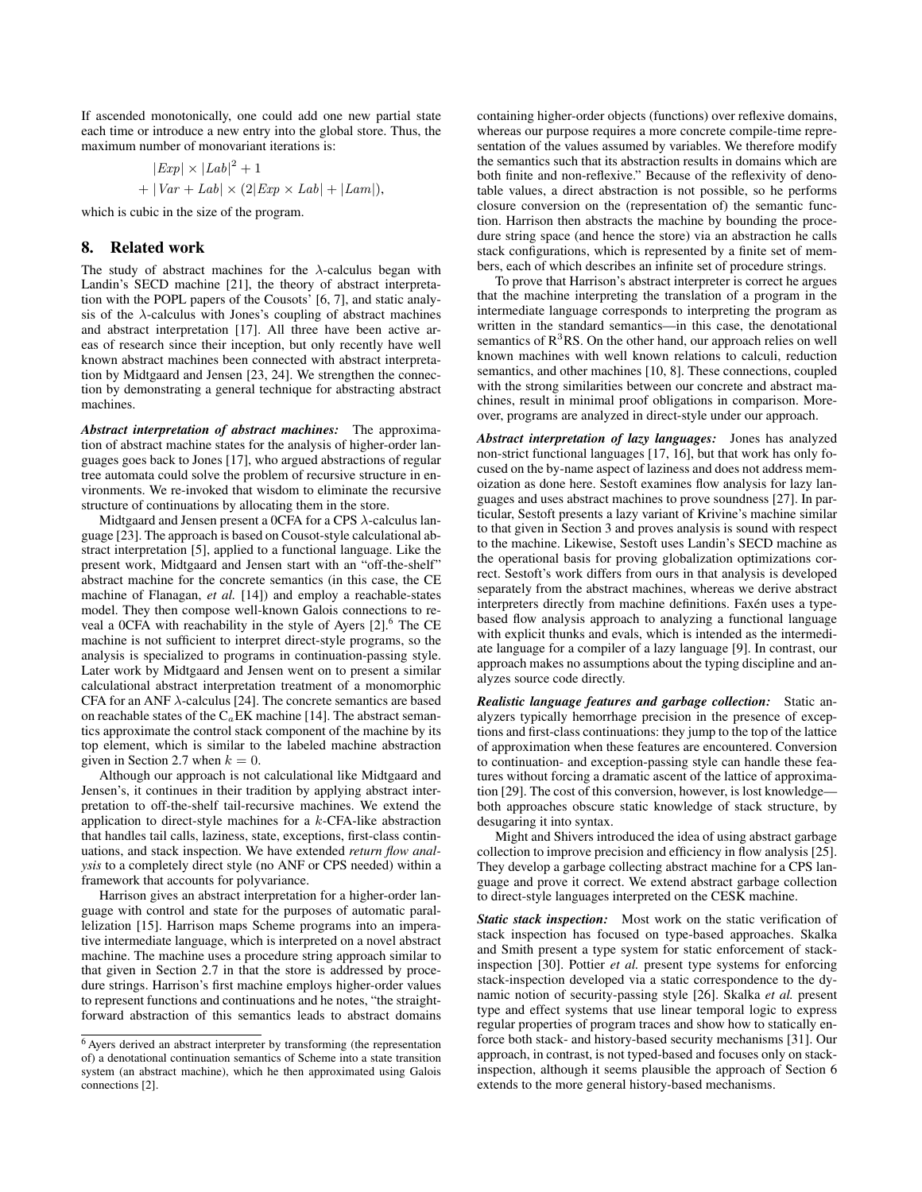If ascended monotonically, one could add one new partial state each time or introduce a new entry into the global store. Thus, the maximum number of monovariant iterations is:

$$|Exp| \times |Lab|^2 + 1$$
$$+ |Var + Lab| \times (2|Exp \times Lab| + |Lam|),$$

which is cubic in the size of the program.

## 8. Related work

The study of abstract machines for the $\lambda$-calculus began with Landin's SECD machine [21], the theory of abstract interpretation with the POPL papers of the Cousots' [6, 7], and static analysis of the $\lambda$-calculus with Jones's coupling of abstract machines and abstract interpretation [17]. All three have been active areas of research since their inception, but only recently have well known abstract machines been connected with abstract interpretation by Midtgaard and Jensen [23, 24]. We strengthen the connection by demonstrating a general technique for abstracting abstract machines.

***Abstract interpretation of abstract machines:*** The approximation of abstract machine states for the analysis of higher-order languages goes back to Jones [17], who argued abstractions of regular tree automata could solve the problem of recursive structure in environments. We re-invoked that wisdom to eliminate the recursive structure of continuations by allocating them in the store.

Midtgaard and Jensen present a 0CFA for a CPS $\lambda$-calculus language [23]. The approach is based on Cousot-style calculational abstract interpretation [5], applied to a functional language. Like the present work, Midtgaard and Jensen start with an "off-the-shelf" abstract machine for the concrete semantics (in this case, the CE machine of Flanagan, *et al.* [14]) and employ a reachable-states model. They then compose well-known Galois connections to reveal a 0CFA with reachability in the style of Ayers [2].[6] The CE machine is not sufficient to interpret direct-style programs, so the analysis is specialized to programs in continuation-passing style. Later work by Midtgaard and Jensen went on to present a similar calculational abstract interpretation treatment of a monomorphic CFA for an ANF $\lambda$-calculus [24]. The concrete semantics are based on reachable states of the $C_a$EK machine [14]. The abstract semantics approximate the control stack component of the machine by its top element, which is similar to the labeled machine abstraction given in Section 2.7 when $k = 0$.

Although our approach is not calculational like Midtgaard and Jensen's, it continues in their tradition by applying abstract interpretation to off-the-shelf tail-recursive machines. We extend the application to direct-style machines for a $k$-CFA-like abstraction that handles tail calls, laziness, state, exceptions, first-class continuations, and stack inspection. We have extended *return flow analysis* to a completely direct style (no ANF or CPS needed) within a framework that accounts for polyvariance.

Harrison gives an abstract interpretation for a higher-order language with control and state for the purposes of automatic parallelization [15]. Harrison maps Scheme programs into an imperative intermediate language, which is interpreted on a novel abstract machine. The machine uses a procedure string approach similar to that given in Section 2.7 in that the store is addressed by procedure strings. Harrison's first machine employs higher-order values to represent functions and continuations and he notes, "the straightforward abstraction of this semantics leads to abstract domains containing higher-order objects (functions) over reflexive domains, whereas our purpose requires a more concrete compile-time representation of the values assumed by variables. We therefore modify the semantics such that its abstraction results in domains which are both finite and non-reflexive." Because of the reflexivity of denotable values, a direct abstraction is not possible, so he performs closure conversion on the (representation of) the semantic function. Harrison then abstracts the machine by bounding the procedure string space (and hence the store) via an abstraction he calls stack configurations, which is represented by a finite set of members, each of which describes an infinite set of procedure strings.

To prove that Harrison's abstract interpreter is correct he argues that the machine interpreting the translation of a program in the intermediate language corresponds to interpreting the program as written in the standard semantics—in this case, the denotational semantics of $R^3$RS. On the other hand, our approach relies on well known machines with well known relations to calculi, reduction semantics, and other machines [10, 8]. These connections, coupled with the strong similarities between our concrete and abstract machines, result in minimal proof obligations in comparison. Moreover, programs are analyzed in direct-style under our approach.

***Abstract interpretation of lazy languages:*** Jones has analyzed non-strict functional languages [17, 16], but that work has only focused on the by-name aspect of laziness and does not address memoization as done here. Sestoft examines flow analysis for lazy languages and uses abstract machines to prove soundness [27]. In particular, Sestoft presents a lazy variant of Krivine's machine similar to that given in Section 3 and proves analysis is sound with respect to the machine. Likewise, Sestoft uses Landin's SECD machine as the operational basis for proving globalization optimizations correct. Sestoft's work differs from ours in that analysis is developed separately from the abstract machines, whereas we derive abstract interpreters directly from machine definitions. Faxén uses a type-based flow analysis approach to analyzing a functional language with explicit thunks and evals, which is intended as the intermediate language for a compiler of a lazy language [9]. In contrast, our approach makes no assumptions about the typing discipline and analyzes source code directly.

***Realistic language features and garbage collection:*** Static analyzers typically hemorrhage precision in the presence of exceptions and first-class continuations: they jump to the top of the lattice of approximation when these features are encountered. Conversion to continuation- and exception-passing style can handle these features without forcing a dramatic ascent of the lattice of approximation [29]. The cost of this conversion, however, is lost knowledge—both approaches obscure static knowledge of stack structure, by desugaring it into syntax.

Might and Shivers introduced the idea of using abstract garbage collection to improve precision and efficiency in flow analysis [25]. They develop a garbage collecting abstract machine for a CPS language and prove it correct. We extend abstract garbage collection to direct-style languages interpreted on the CESK machine.

***Static stack inspection:*** Most work on the static verification of stack inspection has focused on type-based approaches. Skalka and Smith present a type system for static enforcement of stack-inspection [30]. Pottier *et al.* present type systems for enforcing stack-inspection developed via a static correspondence to the dynamic notion of security-passing style [26]. Skalka *et al.* present type and effect systems that use linear temporal logic to express regular properties of program traces and show how to statically enforce both stack- and history-based security mechanisms [31]. Our approach, in contrast, is not typed-based and focuses only on stack-inspection, although it seems plausible the approach of Section 6 extends to the more general history-based mechanisms.

[6] Ayers derived an abstract interpreter by transforming (the representation of) a denotational continuation semantics of Scheme into a state transition system (an abstract machine), which he then approximated using Galois connections [2].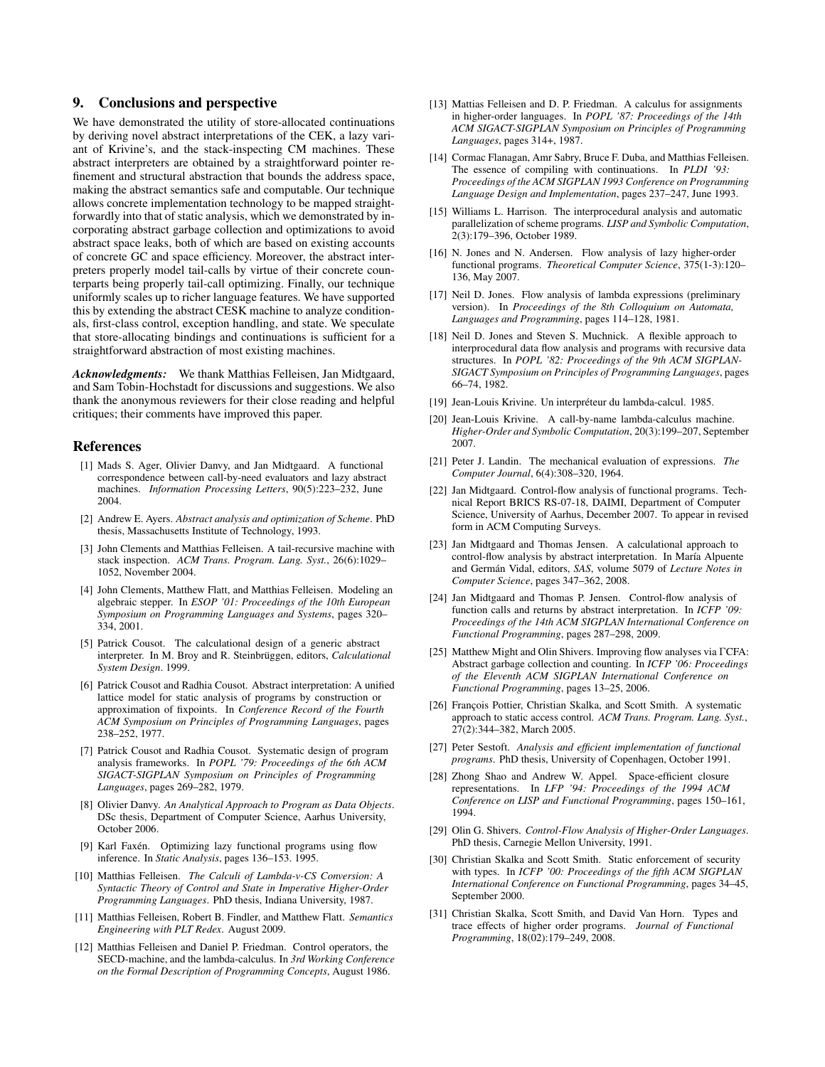## 9. Conclusions and perspective

We have demonstrated the utility of store-allocated continuations by deriving novel abstract interpretations of the CEK, a lazy variant of Krivine's, and the stack-inspecting CM machines. These abstract interpreters are obtained by a straightforward pointer refinement and structural abstraction that bounds the address space, making the abstract semantics safe and computable. Our technique allows concrete implementation technology to be mapped straightforwardly into that of static analysis, which we demonstrated by incorporating abstract garbage collection and optimizations to avoid abstract space leaks, both of which are based on existing accounts of concrete GC and space efficiency. Moreover, the abstract interpreters properly model tail-calls by virtue of their concrete counterparts being properly tail-call optimizing. Finally, our technique uniformly scales up to richer language features. We have supported this by extending the abstract CESK machine to analyze conditionals, first-class control, exception handling, and state. We speculate that store-allocating bindings and continuations is sufficient for a straightforward abstraction of most existing machines.

***Acknowledgments:*** We thank Matthias Felleisen, Jan Midtgaard, and Sam Tobin-Hochstadt for discussions and suggestions. We also thank the anonymous reviewers for their close reading and helpful critiques; their comments have improved this paper.

## References

[1] Mads S. Ager, Olivier Danvy, and Jan Midtgaard. A functional correspondence between call-by-need evaluators and lazy abstract machines. *Information Processing Letters*, 90(5):223–232, June 2004.

[2] Andrew E. Ayers. *Abstract analysis and optimization of Scheme*. PhD thesis, Massachusetts Institute of Technology, 1993.

[3] John Clements and Matthias Felleisen. A tail-recursive machine with stack inspection. *ACM Trans. Program. Lang. Syst.*, 26(6):1029–1052, November 2004.

[4] John Clements, Matthew Flatt, and Matthias Felleisen. Modeling an algebraic stepper. In *ESOP '01: Proceedings of the 10th European Symposium on Programming Languages and Systems*, pages 320–334, 2001.

[5] Patrick Cousot. The calculational design of a generic abstract interpreter. In M. Broy and R. Steinbrüggen, editors, *Calculational System Design*. 1999.

[6] Patrick Cousot and Radhia Cousot. Abstract interpretation: A unified lattice model for static analysis of programs by construction or approximation of fixpoints. In *Conference Record of the Fourth ACM Symposium on Principles of Programming Languages*, pages 238–252, 1977.

[7] Patrick Cousot and Radhia Cousot. Systematic design of program analysis frameworks. In *POPL '79: Proceedings of the 6th ACM SIGACT-SIGPLAN Symposium on Principles of Programming Languages*, pages 269–282, 1979.

[8] Olivier Danvy. *An Analytical Approach to Program as Data Objects*. DSc thesis, Department of Computer Science, Aarhus University, October 2006.

[9] Karl Faxén. Optimizing lazy functional programs using flow inference. In *Static Analysis*, pages 136–153. 1995.

[10] Matthias Felleisen. *The Calculi of Lambda-v-CS Conversion: A Syntactic Theory of Control and State in Imperative Higher-Order Programming Languages*. PhD thesis, Indiana University, 1987.

[11] Matthias Felleisen, Robert B. Findler, and Matthew Flatt. *Semantics Engineering with PLT Redex*. August 2009.

[12] Matthias Felleisen and Daniel P. Friedman. Control operators, the SECD-machine, and the lambda-calculus. In *3rd Working Conference on the Formal Description of Programming Concepts*, August 1986.

[13] Mattias Felleisen and D. P. Friedman. A calculus for assignments in higher-order languages. In *POPL '87: Proceedings of the 14th ACM SIGACT-SIGPLAN Symposium on Principles of Programming Languages*, pages 314+, 1987.

[14] Cormac Flanagan, Amr Sabry, Bruce F. Duba, and Matthias Felleisen. The essence of compiling with continuations. In *PLDI '93: Proceedings of the ACM SIGPLAN 1993 Conference on Programming Language Design and Implementation*, pages 237–247, June 1993.

[15] Williams L. Harrison. The interprocedural analysis and automatic parallelization of scheme programs. *LISP and Symbolic Computation*, 2(3):179–396, October 1989.

[16] N. Jones and N. Andersen. Flow analysis of lazy higher-order functional programs. *Theoretical Computer Science*, 375(1-3):120–136, May 2007.

[17] Neil D. Jones. Flow analysis of lambda expressions (preliminary version). In *Proceedings of the 8th Colloquium on Automata, Languages and Programming*, pages 114–128, 1981.

[18] Neil D. Jones and Steven S. Muchnick. A flexible approach to interprocedural data flow analysis and programs with recursive data structures. In *POPL '82: Proceedings of the 9th ACM SIGPLAN-SIGACT Symposium on Principles of Programming Languages*, pages 66–74, 1982.

[19] Jean-Louis Krivine. Un interpréteur du lambda-calcul. 1985.

[20] Jean-Louis Krivine. A call-by-name lambda-calculus machine. *Higher-Order and Symbolic Computation*, 20(3):199–207, September 2007.

[21] Peter J. Landin. The mechanical evaluation of expressions. *The Computer Journal*, 6(4):308–320, 1964.

[22] Jan Midtgaard. Control-flow analysis of functional programs. Technical Report BRICS RS-07-18, DAIMI, Department of Computer Science, University of Aarhus, December 2007. To appear in revised form in ACM Computing Surveys.

[23] Jan Midtgaard and Thomas Jensen. A calculational approach to control-flow analysis by abstract interpretation. In María Alpuente and Germán Vidal, editors, *SAS*, volume 5079 of *Lecture Notes in Computer Science*, pages 347–362, 2008.

[24] Jan Midtgaard and Thomas P. Jensen. Control-flow analysis of function calls and returns by abstract interpretation. In *ICFP '09: Proceedings of the 14th ACM SIGPLAN International Conference on Functional Programming*, pages 287–298, 2009.

[25] Matthew Might and Olin Shivers. Improving flow analyses via ΓCFA: Abstract garbage collection and counting. In *ICFP '06: Proceedings of the Eleventh ACM SIGPLAN International Conference on Functional Programming*, pages 13–25, 2006.

[26] François Pottier, Christian Skalka, and Scott Smith. A systematic approach to static access control. *ACM Trans. Program. Lang. Syst.*, 27(2):344–382, March 2005.

[27] Peter Sestoft. *Analysis and efficient implementation of functional programs*. PhD thesis, University of Copenhagen, October 1991.

[28] Zhong Shao and Andrew W. Appel. Space-efficient closure representations. In *LFP '94: Proceedings of the 1994 ACM Conference on LISP and Functional Programming*, pages 150–161, 1994.

[29] Olin G. Shivers. *Control-Flow Analysis of Higher-Order Languages*. PhD thesis, Carnegie Mellon University, 1991.

[30] Christian Skalka and Scott Smith. Static enforcement of security with types. In *ICFP '00: Proceedings of the fifth ACM SIGPLAN International Conference on Functional Programming*, pages 34–45, September 2000.

[31] Christian Skalka, Scott Smith, and David Van Horn. Types and trace effects of higher order programs. *Journal of Functional Programming*, 18(02):179–249, 2008.